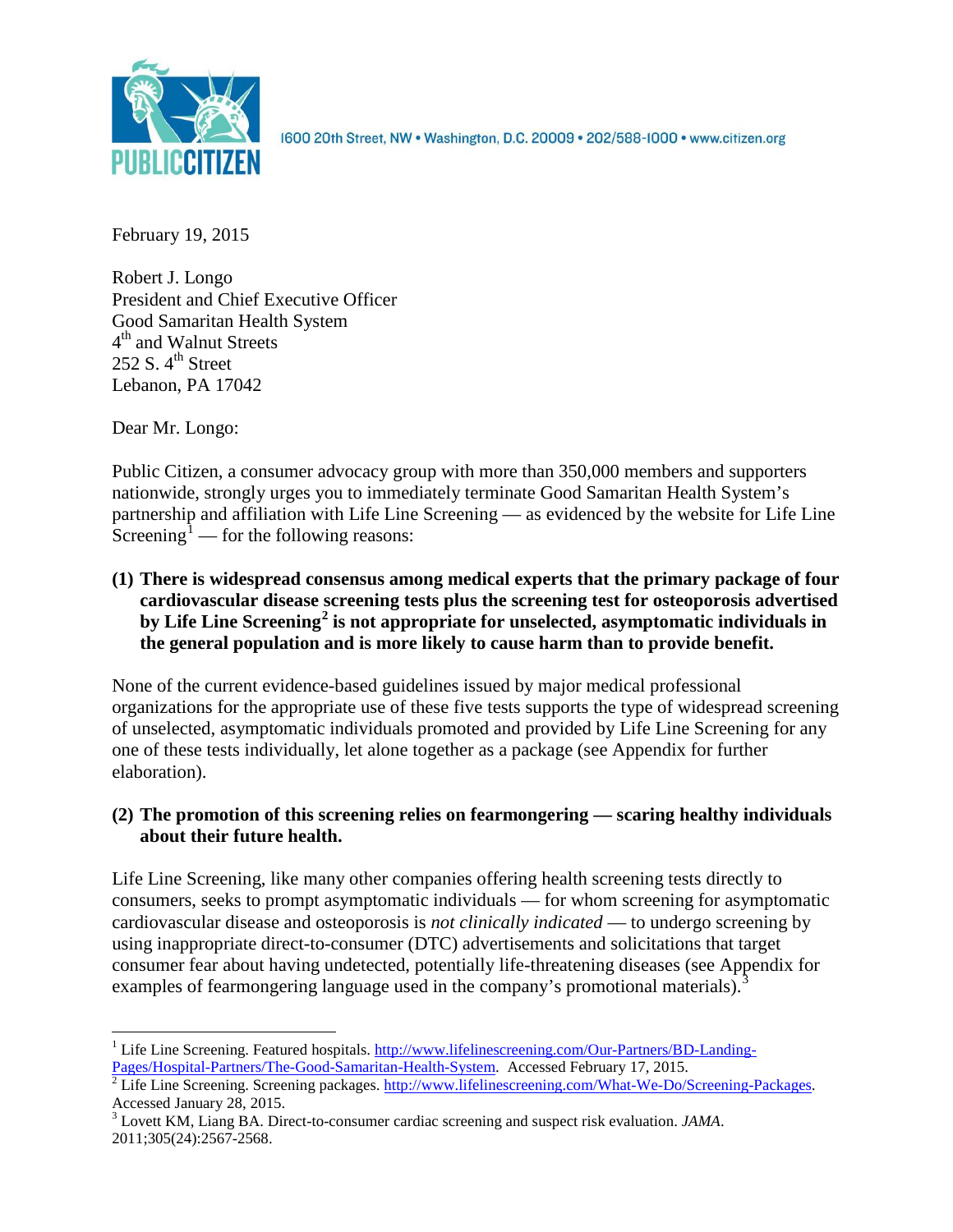PUBLIC CITIZEN

1600 20th Street, NW • Washington, D.C. 20009 • 202/588-1000 • www.citizen.org

February 19, 2015

Robert J. Longo
President and Chief Executive Officer
Good Samaritan Health System
4th and Walnut Streets
252 S. 4th Street
Lebanon, PA 17042

Dear Mr. Longo:

Public Citizen, a consumer advocacy group with more than 350,000 members and supporters nationwide, strongly urges you to immediately terminate Good Samaritan Health System's partnership and affiliation with Life Line Screening — as evidenced by the website for Life Line Screening[1] — for the following reasons:

**(1) There is widespread consensus among medical experts that the primary package of four cardiovascular disease screening tests plus the screening test for osteoporosis advertised by Life Line Screening[2] is not appropriate for unselected, asymptomatic individuals in the general population and is more likely to cause harm than to provide benefit.**

None of the current evidence-based guidelines issued by major medical professional organizations for the appropriate use of these five tests supports the type of widespread screening of unselected, asymptomatic individuals promoted and provided by Life Line Screening for any one of these tests individually, let alone together as a package (see Appendix for further elaboration).

**(2) The promotion of this screening relies on fearmongering — scaring healthy individuals about their future health.**

Life Line Screening, like many other companies offering health screening tests directly to consumers, seeks to prompt asymptomatic individuals — for whom screening for asymptomatic cardiovascular disease and osteoporosis is *not clinically indicated* — to undergo screening by using inappropriate direct-to-consumer (DTC) advertisements and solicitations that target consumer fear about having undetected, potentially life-threatening diseases (see Appendix for examples of fearmongering language used in the company's promotional materials).[3]

---

[1] Life Line Screening. Featured hospitals. http://www.lifelinescreening.com/Our-Partners/BD-Landing-Pages/Hospital-Partners/The-Good-Samaritan-Health-System. Accessed February 17, 2015.

[2] Life Line Screening. Screening packages. http://www.lifelinescreening.com/What-We-Do/Screening-Packages. Accessed January 28, 2015.

[3] Lovett KM, Liang BA. Direct-to-consumer cardiac screening and suspect risk evaluation. *JAMA*. 2011;305(24):2567-2568.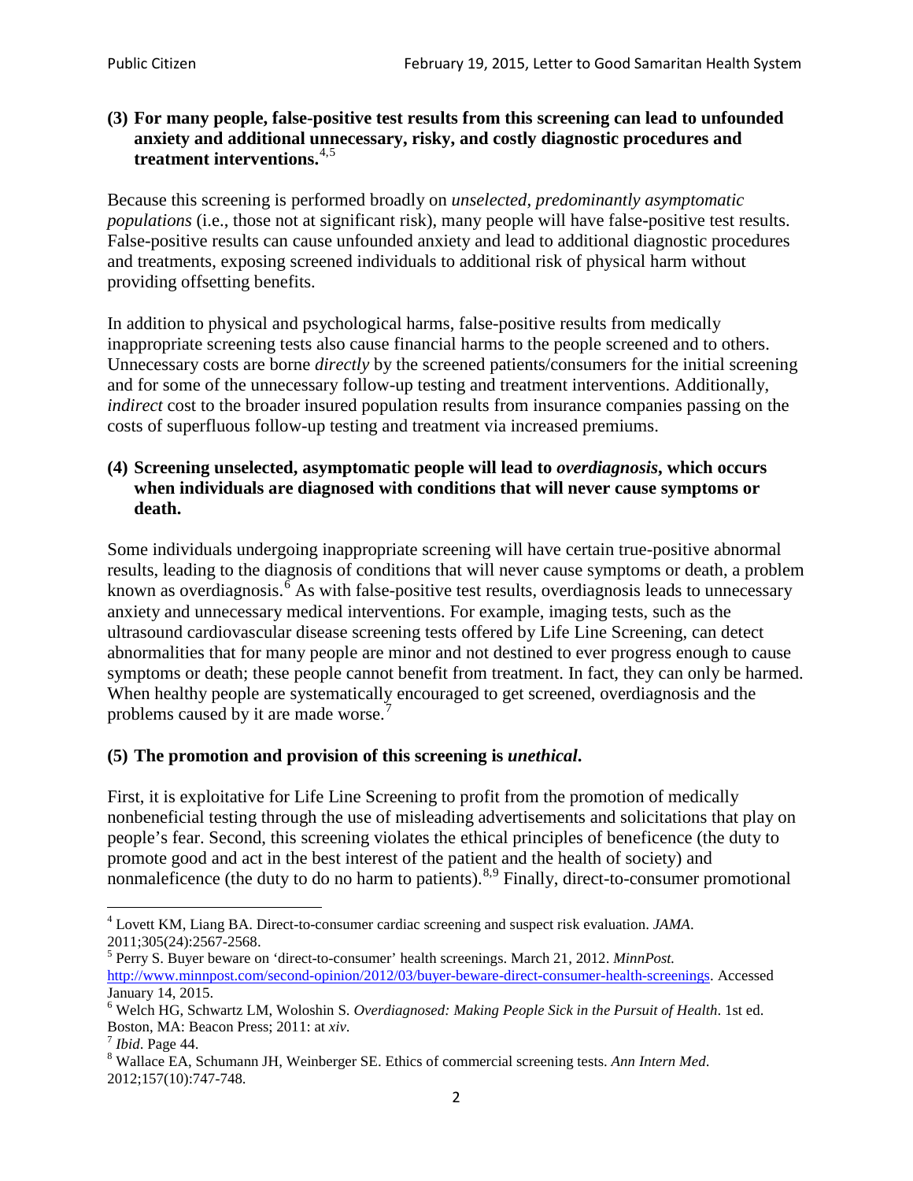**(3) For many people, false-positive test results from this screening can lead to unfounded anxiety and additional unnecessary, risky, and costly diagnostic procedures and treatment interventions.**[4,5]

Because this screening is performed broadly on *unselected, predominantly asymptomatic populations* (i.e., those not at significant risk), many people will have false-positive test results. False-positive results can cause unfounded anxiety and lead to additional diagnostic procedures and treatments, exposing screened individuals to additional risk of physical harm without providing offsetting benefits.

In addition to physical and psychological harms, false-positive results from medically inappropriate screening tests also cause financial harms to the people screened and to others. Unnecessary costs are borne *directly* by the screened patients/consumers for the initial screening and for some of the unnecessary follow-up testing and treatment interventions. Additionally, *indirect* cost to the broader insured population results from insurance companies passing on the costs of superfluous follow-up testing and treatment via increased premiums.

**(4) Screening unselected, asymptomatic people will lead to *overdiagnosis*, which occurs when individuals are diagnosed with conditions that will never cause symptoms or death.**

Some individuals undergoing inappropriate screening will have certain true-positive abnormal results, leading to the diagnosis of conditions that will never cause symptoms or death, a problem known as overdiagnosis.[6] As with false-positive test results, overdiagnosis leads to unnecessary anxiety and unnecessary medical interventions. For example, imaging tests, such as the ultrasound cardiovascular disease screening tests offered by Life Line Screening, can detect abnormalities that for many people are minor and not destined to ever progress enough to cause symptoms or death; these people cannot benefit from treatment. In fact, they can only be harmed. When healthy people are systematically encouraged to get screened, overdiagnosis and the problems caused by it are made worse.[7]

**(5) The promotion and provision of this screening is *unethical*.**

First, it is exploitative for Life Line Screening to profit from the promotion of medically nonbeneficial testing through the use of misleading advertisements and solicitations that play on people's fear. Second, this screening violates the ethical principles of beneficence (the duty to promote good and act in the best interest of the patient and the health of society) and nonmaleficence (the duty to do no harm to patients).[8,9] Finally, direct-to-consumer promotional

---

[4] Lovett KM, Liang BA. Direct-to-consumer cardiac screening and suspect risk evaluation. *JAMA*. 2011;305(24):2567-2568.

[5] Perry S. Buyer beware on 'direct-to-consumer' health screenings. March 21, 2012. *MinnPost.* http://www.minnpost.com/second-opinion/2012/03/buyer-beware-direct-consumer-health-screenings. Accessed January 14, 2015.

[6] Welch HG, Schwartz LM, Woloshin S. *Overdiagnosed: Making People Sick in the Pursuit of Health*. 1st ed. Boston, MA: Beacon Press; 2011: at *xiv*.

[7] *Ibid*. Page 44.

[8] Wallace EA, Schumann JH, Weinberger SE. Ethics of commercial screening tests. *Ann Intern Med*. 2012;157(10):747-748.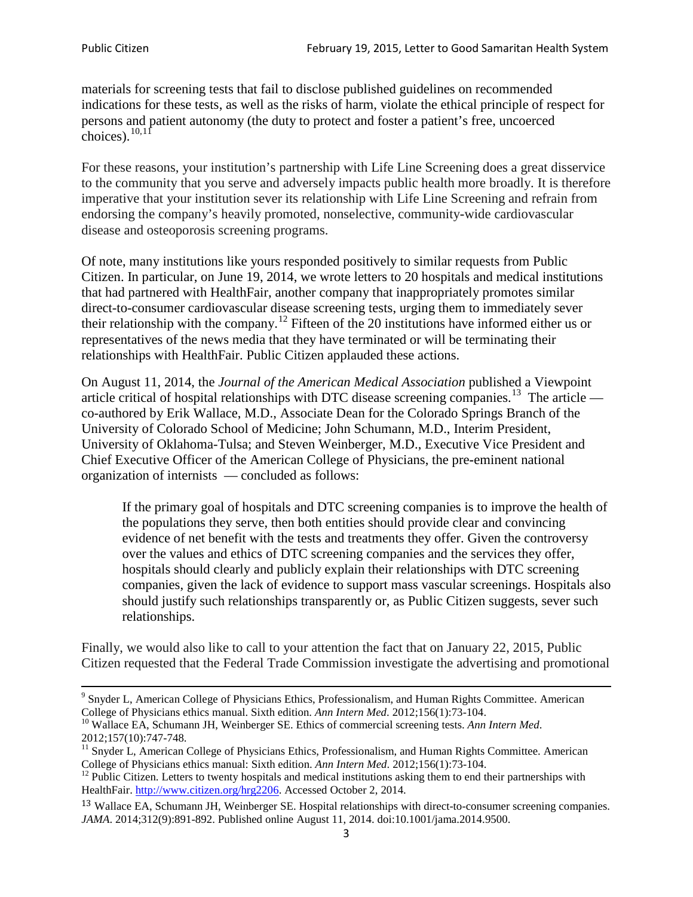materials for screening tests that fail to disclose published guidelines on recommended indications for these tests, as well as the risks of harm, violate the ethical principle of respect for persons and patient autonomy (the duty to protect and foster a patient's free, uncoerced choices).[10,11]

For these reasons, your institution's partnership with Life Line Screening does a great disservice to the community that you serve and adversely impacts public health more broadly. It is therefore imperative that your institution sever its relationship with Life Line Screening and refrain from endorsing the company's heavily promoted, nonselective, community-wide cardiovascular disease and osteoporosis screening programs.

Of note, many institutions like yours responded positively to similar requests from Public Citizen. In particular, on June 19, 2014, we wrote letters to 20 hospitals and medical institutions that had partnered with HealthFair, another company that inappropriately promotes similar direct-to-consumer cardiovascular disease screening tests, urging them to immediately sever their relationship with the company.[12] Fifteen of the 20 institutions have informed either us or representatives of the news media that they have terminated or will be terminating their relationships with HealthFair. Public Citizen applauded these actions.

On August 11, 2014, the *Journal of the American Medical Association* published a Viewpoint article critical of hospital relationships with DTC disease screening companies.[13] The article — co-authored by Erik Wallace, M.D., Associate Dean for the Colorado Springs Branch of the University of Colorado School of Medicine; John Schumann, M.D., Interim President, University of Oklahoma-Tulsa; and Steven Weinberger, M.D., Executive Vice President and Chief Executive Officer of the American College of Physicians, the pre-eminent national organization of internists — concluded as follows:

> If the primary goal of hospitals and DTC screening companies is to improve the health of the populations they serve, then both entities should provide clear and convincing evidence of net benefit with the tests and treatments they offer. Given the controversy over the values and ethics of DTC screening companies and the services they offer, hospitals should clearly and publicly explain their relationships with DTC screening companies, given the lack of evidence to support mass vascular screenings. Hospitals also should justify such relationships transparently or, as Public Citizen suggests, sever such relationships.

Finally, we would also like to call to your attention the fact that on January 22, 2015, Public Citizen requested that the Federal Trade Commission investigate the advertising and promotional

---

[9] Snyder L, American College of Physicians Ethics, Professionalism, and Human Rights Committee. American College of Physicians ethics manual. Sixth edition. *Ann Intern Med*. 2012;156(1):73-104.

[10] Wallace EA, Schumann JH, Weinberger SE. Ethics of commercial screening tests. *Ann Intern Med*. 2012;157(10):747-748.

[11] Snyder L, American College of Physicians Ethics, Professionalism, and Human Rights Committee. American College of Physicians ethics manual: Sixth edition. *Ann Intern Med*. 2012;156(1):73-104.

[12] Public Citizen. Letters to twenty hospitals and medical institutions asking them to end their partnerships with HealthFair. http://www.citizen.org/hrg2206. Accessed October 2, 2014.

[13] Wallace EA, Schumann JH, Weinberger SE. Hospital relationships with direct-to-consumer screening companies. *JAMA*. 2014;312(9):891-892. Published online August 11, 2014. doi:10.1001/jama.2014.9500.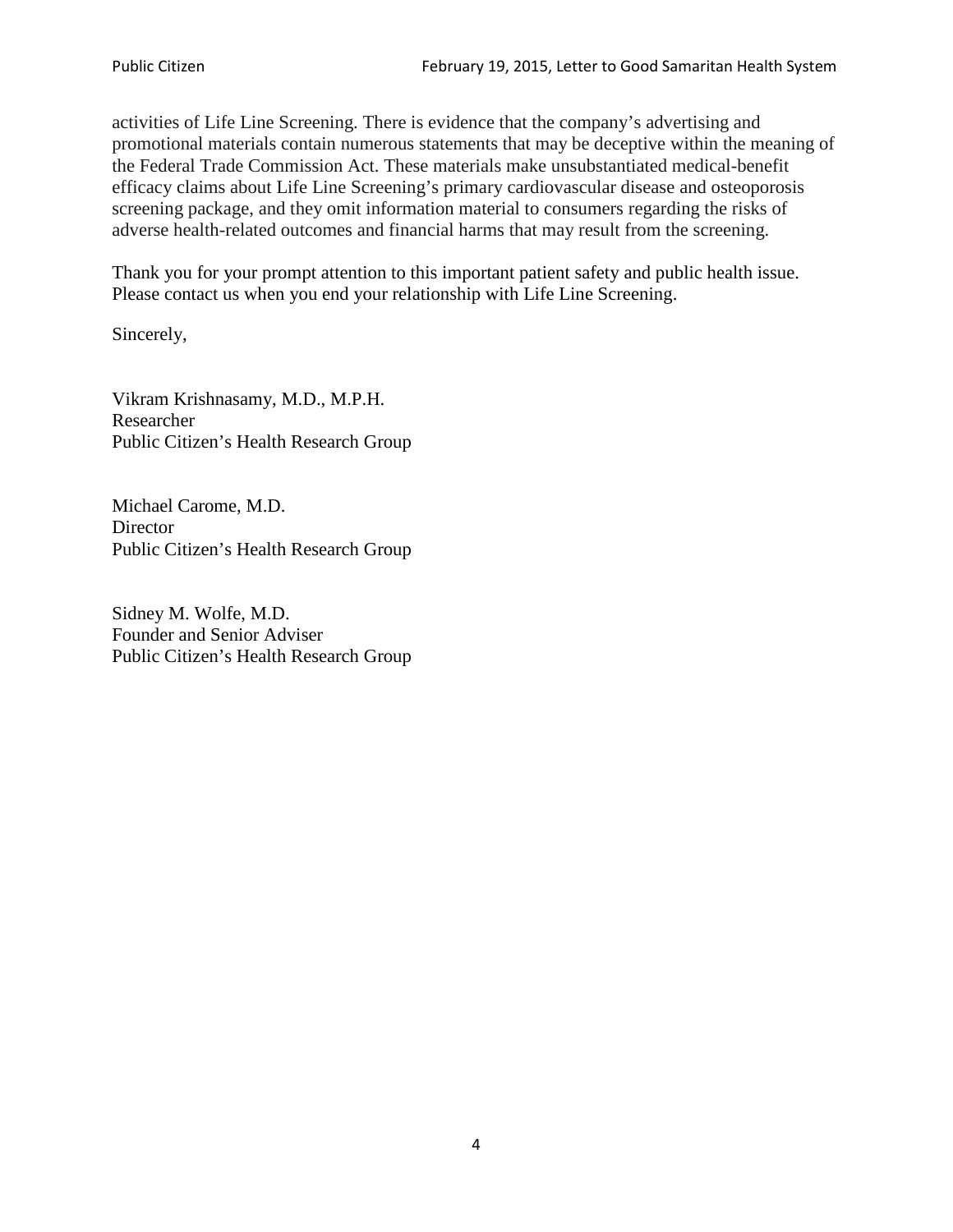activities of Life Line Screening. There is evidence that the company's advertising and promotional materials contain numerous statements that may be deceptive within the meaning of the Federal Trade Commission Act. These materials make unsubstantiated medical-benefit efficacy claims about Life Line Screening's primary cardiovascular disease and osteoporosis screening package, and they omit information material to consumers regarding the risks of adverse health-related outcomes and financial harms that may result from the screening.

Thank you for your prompt attention to this important patient safety and public health issue. Please contact us when you end your relationship with Life Line Screening.

Sincerely,

Vikram Krishnasamy, M.D., M.P.H.
Researcher
Public Citizen's Health Research Group

Michael Carome, M.D.
Director
Public Citizen's Health Research Group

Sidney M. Wolfe, M.D.
Founder and Senior Adviser
Public Citizen's Health Research Group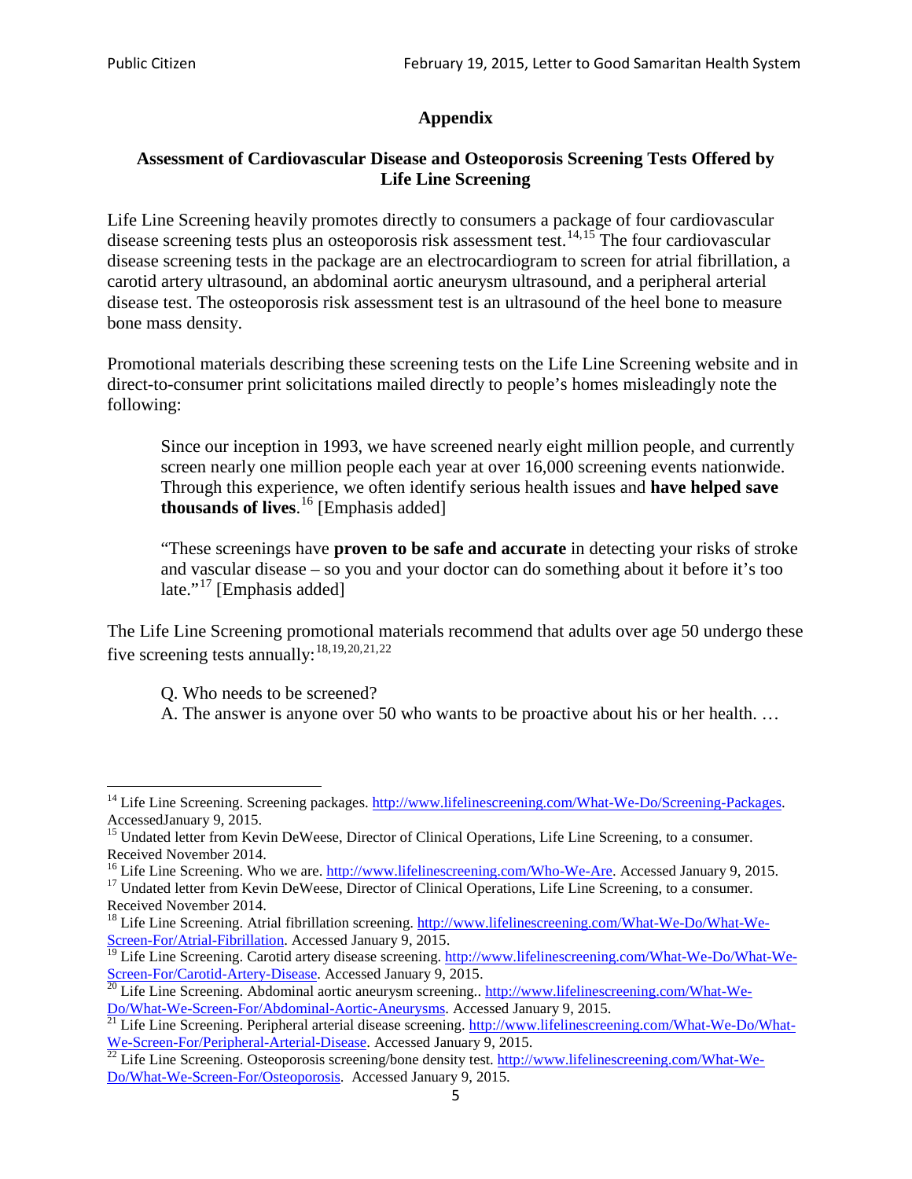## Appendix

### Assessment of Cardiovascular Disease and Osteoporosis Screening Tests Offered by Life Line Screening

Life Line Screening heavily promotes directly to consumers a package of four cardiovascular disease screening tests plus an osteoporosis risk assessment test.[14,15] The four cardiovascular disease screening tests in the package are an electrocardiogram to screen for atrial fibrillation, a carotid artery ultrasound, an abdominal aortic aneurysm ultrasound, and a peripheral arterial disease test. The osteoporosis risk assessment test is an ultrasound of the heel bone to measure bone mass density.

Promotional materials describing these screening tests on the Life Line Screening website and in direct-to-consumer print solicitations mailed directly to people's homes misleadingly note the following:

> Since our inception in 1993, we have screened nearly eight million people, and currently screen nearly one million people each year at over 16,000 screening events nationwide. Through this experience, we often identify serious health issues and **have helped save thousands of lives**.[16] [Emphasis added]
>
> "These screenings have **proven to be safe and accurate** in detecting your risks of stroke and vascular disease – so you and your doctor can do something about it before it's too late."[17] [Emphasis added]

The Life Line Screening promotional materials recommend that adults over age 50 undergo these five screening tests annually:[18,19,20,21,22]

> Q. Who needs to be screened?
> A. The answer is anyone over 50 who wants to be proactive about his or her health. …

---

[14] Life Line Screening. Screening packages. http://www.lifelinescreening.com/What-We-Do/Screening-Packages. AccessedJanuary 9, 2015.

[15] Undated letter from Kevin DeWeese, Director of Clinical Operations, Life Line Screening, to a consumer. Received November 2014.

[16] Life Line Screening. Who we are. http://www.lifelinescreening.com/Who-We-Are. Accessed January 9, 2015.

[17] Undated letter from Kevin DeWeese, Director of Clinical Operations, Life Line Screening, to a consumer. Received November 2014.

[18] Life Line Screening. Atrial fibrillation screening. http://www.lifelinescreening.com/What-We-Do/What-We-Screen-For/Atrial-Fibrillation. Accessed January 9, 2015.

[19] Life Line Screening. Carotid artery disease screening. http://www.lifelinescreening.com/What-We-Do/What-We-Screen-For/Carotid-Artery-Disease. Accessed January 9, 2015.

[20] Life Line Screening. Abdominal aortic aneurysm screening.. http://www.lifelinescreening.com/What-We-Do/What-We-Screen-For/Abdominal-Aortic-Aneurysms. Accessed January 9, 2015.

[21] Life Line Screening. Peripheral arterial disease screening. http://www.lifelinescreening.com/What-We-Do/What-We-Screen-For/Peripheral-Arterial-Disease. Accessed January 9, 2015.

[22] Life Line Screening. Osteoporosis screening/bone density test. http://www.lifelinescreening.com/What-We-Do/What-We-Screen-For/Osteoporosis. Accessed January 9, 2015.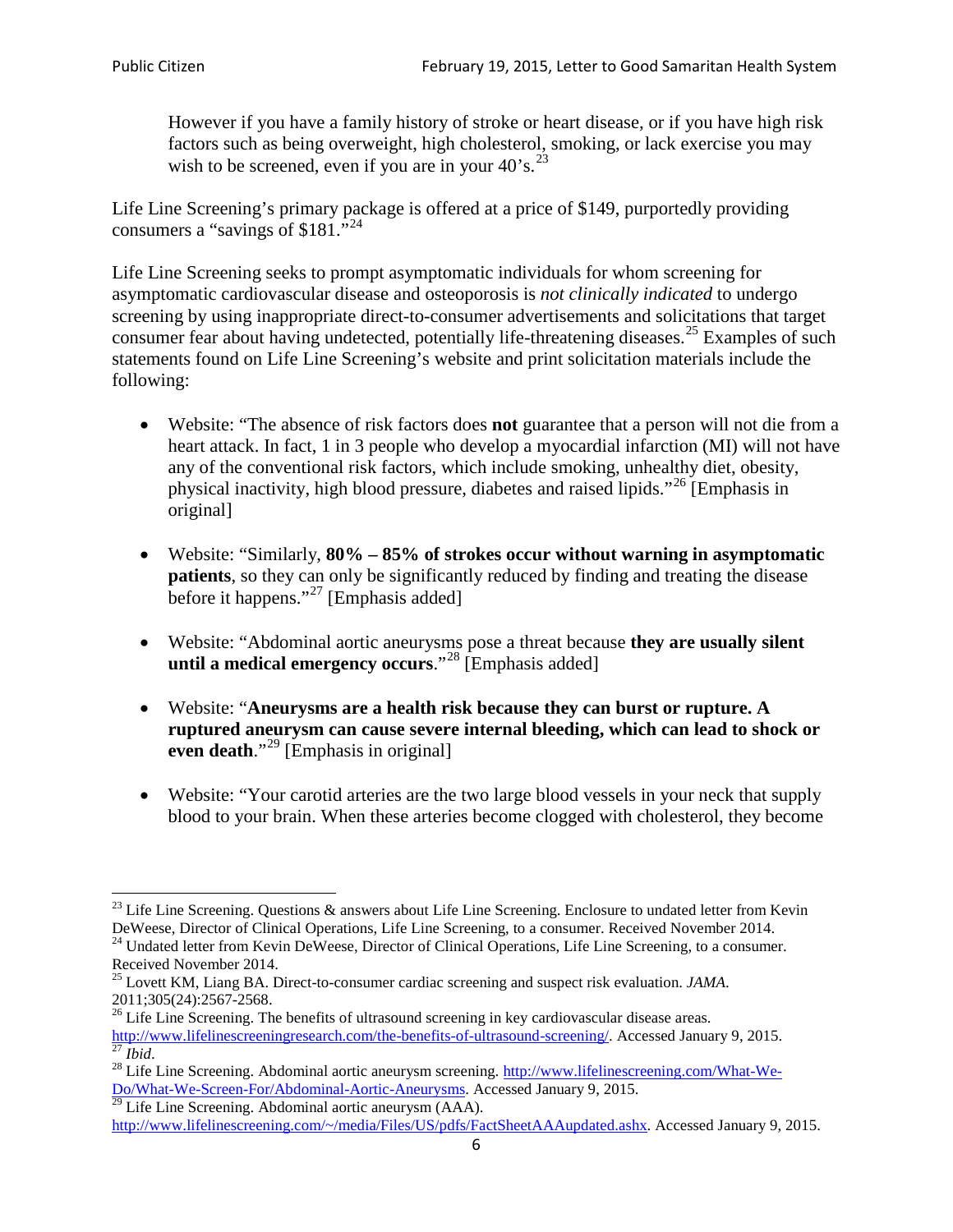However if you have a family history of stroke or heart disease, or if you have high risk factors such as being overweight, high cholesterol, smoking, or lack exercise you may wish to be screened, even if you are in your 40's.[23]

Life Line Screening's primary package is offered at a price of $149, purportedly providing consumers a "savings of $181."[24]

Life Line Screening seeks to prompt asymptomatic individuals for whom screening for asymptomatic cardiovascular disease and osteoporosis is *not clinically indicated* to undergo screening by using inappropriate direct-to-consumer advertisements and solicitations that target consumer fear about having undetected, potentially life-threatening diseases.[25] Examples of such statements found on Life Line Screening's website and print solicitation materials include the following:

- Website: "The absence of risk factors does **not** guarantee that a person will not die from a heart attack. In fact, 1 in 3 people who develop a myocardial infarction (MI) will not have any of the conventional risk factors, which include smoking, unhealthy diet, obesity, physical inactivity, high blood pressure, diabetes and raised lipids."[26] [Emphasis in original]

- Website: "Similarly, **80% – 85% of strokes occur without warning in asymptomatic patients**, so they can only be significantly reduced by finding and treating the disease before it happens."[27] [Emphasis added]

- Website: "Abdominal aortic aneurysms pose a threat because **they are usually silent until a medical emergency occurs**."[28] [Emphasis added]

- Website: "**Aneurysms are a health risk because they can burst or rupture. A ruptured aneurysm can cause severe internal bleeding, which can lead to shock or even death**."[29] [Emphasis in original]

- Website: "Your carotid arteries are the two large blood vessels in your neck that supply blood to your brain. When these arteries become clogged with cholesterol, they become

---

[23] Life Line Screening. Questions & answers about Life Line Screening. Enclosure to undated letter from Kevin DeWeese, Director of Clinical Operations, Life Line Screening, to a consumer. Received November 2014.

[24] Undated letter from Kevin DeWeese, Director of Clinical Operations, Life Line Screening, to a consumer. Received November 2014.

[25] Lovett KM, Liang BA. Direct-to-consumer cardiac screening and suspect risk evaluation. *JAMA*. 2011;305(24):2567-2568.

[26] Life Line Screening. The benefits of ultrasound screening in key cardiovascular disease areas. http://www.lifelinescreeningresearch.com/the-benefits-of-ultrasound-screening/. Accessed January 9, 2015.

[27] *Ibid*.

[28] Life Line Screening. Abdominal aortic aneurysm screening. http://www.lifelinescreening.com/What-We-Do/What-We-Screen-For/Abdominal-Aortic-Aneurysms. Accessed January 9, 2015.

[29] Life Line Screening. Abdominal aortic aneurysm (AAA). http://www.lifelinescreening.com/~/media/Files/US/pdfs/FactSheetAAAupdated.ashx. Accessed January 9, 2015.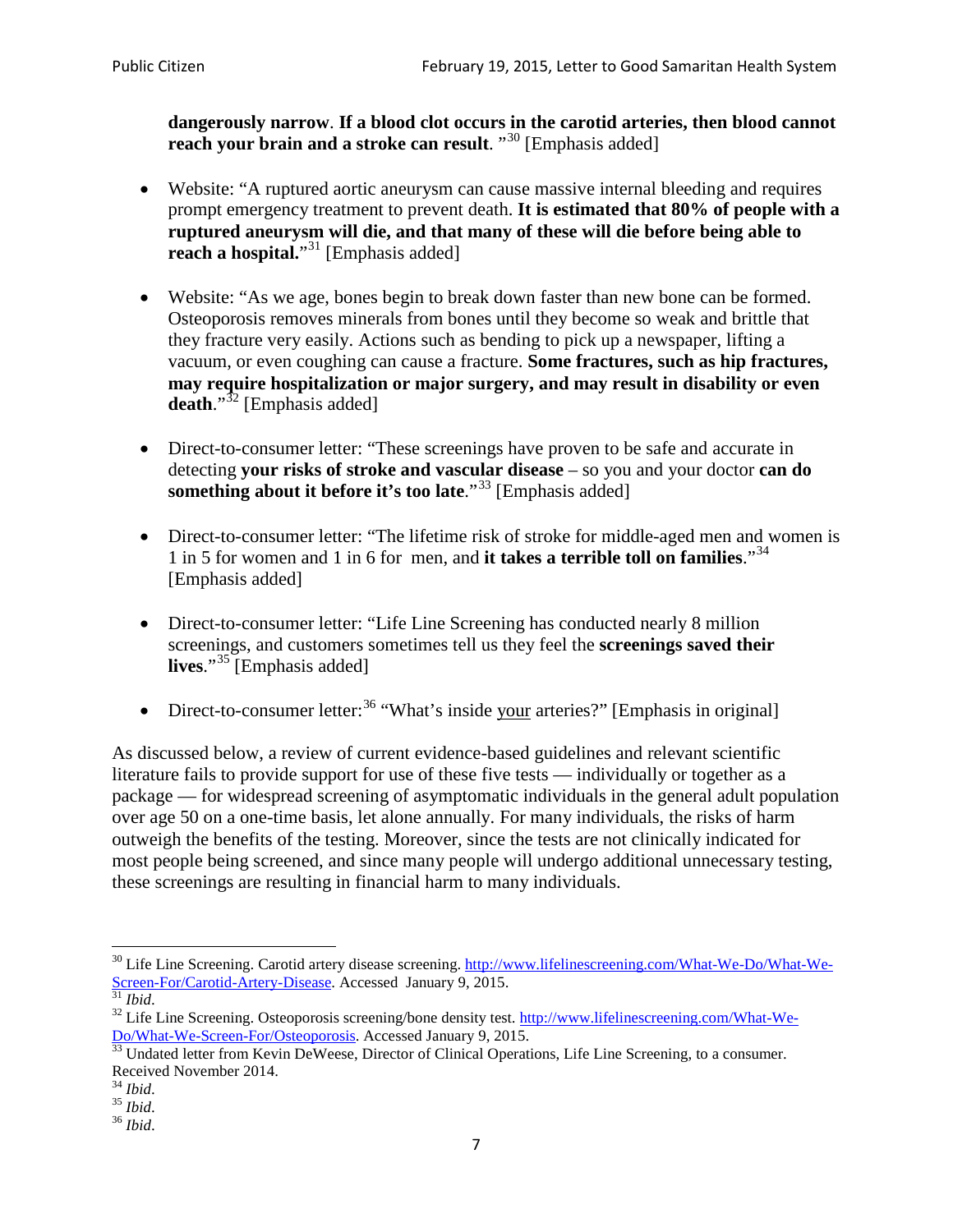**dangerously narrow**. **If a blood clot occurs in the carotid arteries, then blood cannot reach your brain and a stroke can result**. "[30] [Emphasis added]

- Website: "A ruptured aortic aneurysm can cause massive internal bleeding and requires prompt emergency treatment to prevent death. **It is estimated that 80% of people with a ruptured aneurysm will die, and that many of these will die before being able to reach a hospital.**"[31] [Emphasis added]

- Website: "As we age, bones begin to break down faster than new bone can be formed. Osteoporosis removes minerals from bones until they become so weak and brittle that they fracture very easily. Actions such as bending to pick up a newspaper, lifting a vacuum, or even coughing can cause a fracture. **Some fractures, such as hip fractures, may require hospitalization or major surgery, and may result in disability or even death**."[32] [Emphasis added]

- Direct-to-consumer letter: "These screenings have proven to be safe and accurate in detecting **your risks of stroke and vascular disease** – so you and your doctor **can do something about it before it's too late**."[33] [Emphasis added]

- Direct-to-consumer letter: "The lifetime risk of stroke for middle-aged men and women is 1 in 5 for women and 1 in 6 for men, and **it takes a terrible toll on families**."[34] [Emphasis added]

- Direct-to-consumer letter: "Life Line Screening has conducted nearly 8 million screenings, and customers sometimes tell us they feel the **screenings saved their lives**."[35] [Emphasis added]

- Direct-to-consumer letter:[36] "What's inside <u>your</u> arteries?" [Emphasis in original]

As discussed below, a review of current evidence-based guidelines and relevant scientific literature fails to provide support for use of these five tests — individually or together as a package — for widespread screening of asymptomatic individuals in the general adult population over age 50 on a one-time basis, let alone annually. For many individuals, the risks of harm outweigh the benefits of the testing. Moreover, since the tests are not clinically indicated for most people being screened, and since many people will undergo additional unnecessary testing, these screenings are resulting in financial harm to many individuals.

---

[30] Life Line Screening. Carotid artery disease screening. http://www.lifelinescreening.com/What-We-Do/What-We-Screen-For/Carotid-Artery-Disease. Accessed January 9, 2015.

[31] *Ibid*.

[32] Life Line Screening. Osteoporosis screening/bone density test. http://www.lifelinescreening.com/What-We-Do/What-We-Screen-For/Osteoporosis. Accessed January 9, 2015.

[33] Undated letter from Kevin DeWeese, Director of Clinical Operations, Life Line Screening, to a consumer. Received November 2014.

[34] *Ibid*.

[35] *Ibid*.

[36] *Ibid*.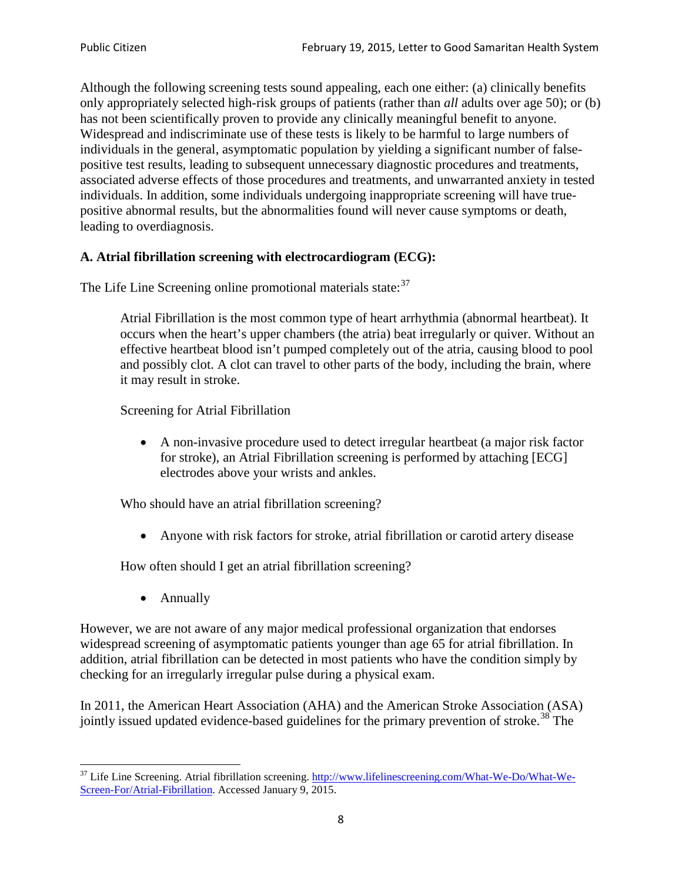Although the following screening tests sound appealing, each one either: (a) clinically benefits only appropriately selected high-risk groups of patients (rather than *all* adults over age 50); or (b) has not been scientifically proven to provide any clinically meaningful benefit to anyone. Widespread and indiscriminate use of these tests is likely to be harmful to large numbers of individuals in the general, asymptomatic population by yielding a significant number of false-positive test results, leading to subsequent unnecessary diagnostic procedures and treatments, associated adverse effects of those procedures and treatments, and unwarranted anxiety in tested individuals. In addition, some individuals undergoing inappropriate screening will have true-positive abnormal results, but the abnormalities found will never cause symptoms or death, leading to overdiagnosis.

### A. Atrial fibrillation screening with electrocardiogram (ECG):

The Life Line Screening online promotional materials state:[37]

> Atrial Fibrillation is the most common type of heart arrhythmia (abnormal heartbeat). It occurs when the heart's upper chambers (the atria) beat irregularly or quiver. Without an effective heartbeat blood isn't pumped completely out of the atria, causing blood to pool and possibly clot. A clot can travel to other parts of the body, including the brain, where it may result in stroke.
>
> Screening for Atrial Fibrillation
>
> - A non-invasive procedure used to detect irregular heartbeat (a major risk factor for stroke), an Atrial Fibrillation screening is performed by attaching [ECG] electrodes above your wrists and ankles.
>
> Who should have an atrial fibrillation screening?
>
> - Anyone with risk factors for stroke, atrial fibrillation or carotid artery disease
>
> How often should I get an atrial fibrillation screening?
>
> - Annually

However, we are not aware of any major medical professional organization that endorses widespread screening of asymptomatic patients younger than age 65 for atrial fibrillation. In addition, atrial fibrillation can be detected in most patients who have the condition simply by checking for an irregularly irregular pulse during a physical exam.

In 2011, the American Heart Association (AHA) and the American Stroke Association (ASA) jointly issued updated evidence-based guidelines for the primary prevention of stroke.[38] The

---

[37] Life Line Screening. Atrial fibrillation screening. http://www.lifelinescreening.com/What-We-Do/What-We-Screen-For/Atrial-Fibrillation. Accessed January 9, 2015.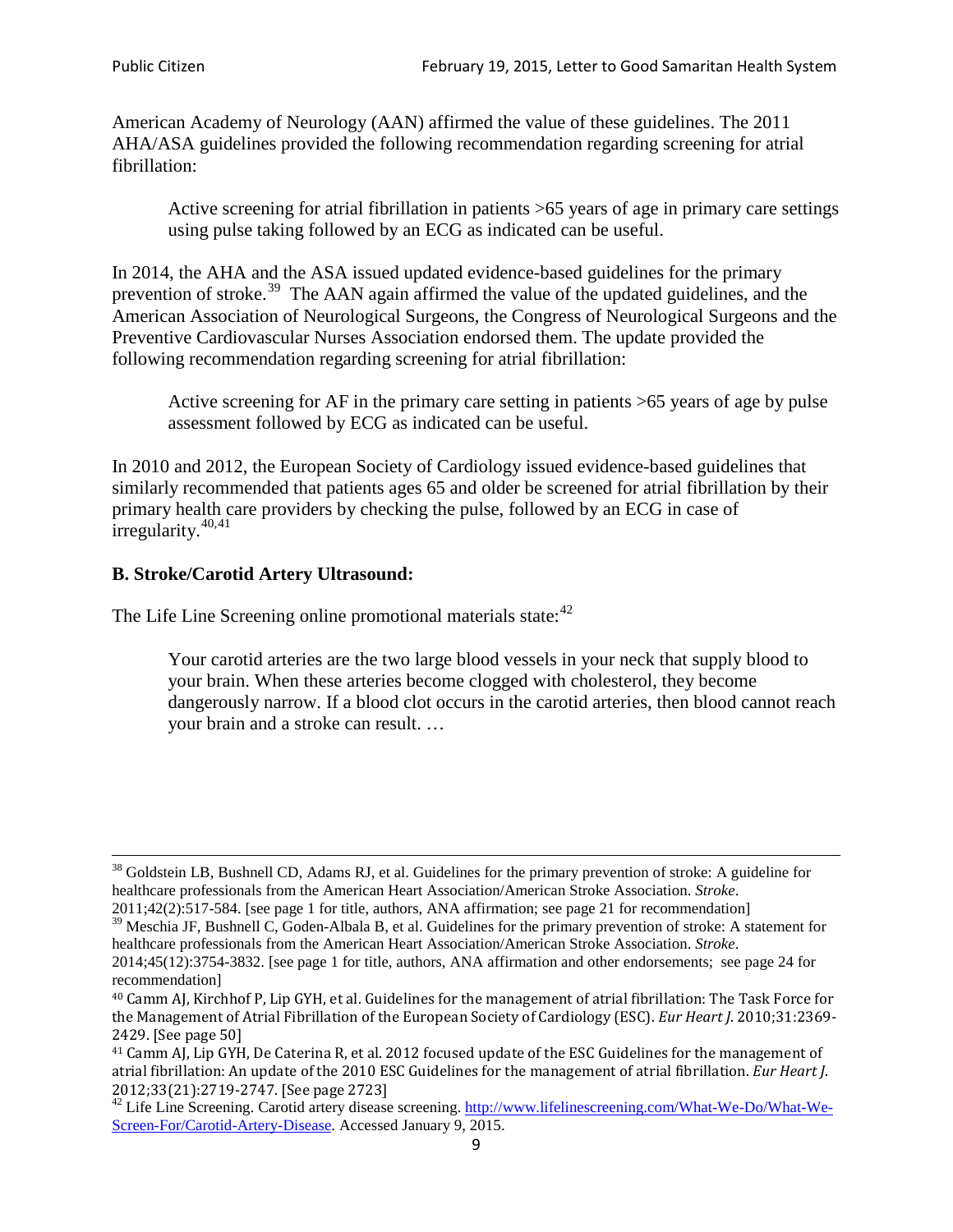American Academy of Neurology (AAN) affirmed the value of these guidelines. The 2011 AHA/ASA guidelines provided the following recommendation regarding screening for atrial fibrillation:

> Active screening for atrial fibrillation in patients >65 years of age in primary care settings using pulse taking followed by an ECG as indicated can be useful.

In 2014, the AHA and the ASA issued updated evidence-based guidelines for the primary prevention of stroke.[39] The AAN again affirmed the value of the updated guidelines, and the American Association of Neurological Surgeons, the Congress of Neurological Surgeons and the Preventive Cardiovascular Nurses Association endorsed them. The update provided the following recommendation regarding screening for atrial fibrillation:

> Active screening for AF in the primary care setting in patients >65 years of age by pulse assessment followed by ECG as indicated can be useful.

In 2010 and 2012, the European Society of Cardiology issued evidence-based guidelines that similarly recommended that patients ages 65 and older be screened for atrial fibrillation by their primary health care providers by checking the pulse, followed by an ECG in case of irregularity.[40,41]

### B. Stroke/Carotid Artery Ultrasound:

The Life Line Screening online promotional materials state:[42]

> Your carotid arteries are the two large blood vessels in your neck that supply blood to your brain. When these arteries become clogged with cholesterol, they become dangerously narrow. If a blood clot occurs in the carotid arteries, then blood cannot reach your brain and a stroke can result. …

---

[38] Goldstein LB, Bushnell CD, Adams RJ, et al. Guidelines for the primary prevention of stroke: A guideline for healthcare professionals from the American Heart Association/American Stroke Association. *Stroke*. 2011;42(2):517-584. [see page 1 for title, authors, ANA affirmation; see page 21 for recommendation]

[39] Meschia JF, Bushnell C, Goden-Albala B, et al. Guidelines for the primary prevention of stroke: A statement for healthcare professionals from the American Heart Association/American Stroke Association. *Stroke*. 2014;45(12):3754-3832. [see page 1 for title, authors, ANA affirmation and other endorsements; see page 24 for recommendation]

[40] Camm AJ, Kirchhof P, Lip GYH, et al. Guidelines for the management of atrial fibrillation: The Task Force for the Management of Atrial Fibrillation of the European Society of Cardiology (ESC). *Eur Heart J*. 2010;31:2369-2429. [See page 50]

[41] Camm AJ, Lip GYH, De Caterina R, et al. 2012 focused update of the ESC Guidelines for the management of atrial fibrillation: An update of the 2010 ESC Guidelines for the management of atrial fibrillation. *Eur Heart J*. 2012;33(21):2719-2747. [See page 2723]

[42] Life Line Screening. Carotid artery disease screening. http://www.lifelinescreening.com/What-We-Do/What-We-Screen-For/Carotid-Artery-Disease. Accessed January 9, 2015.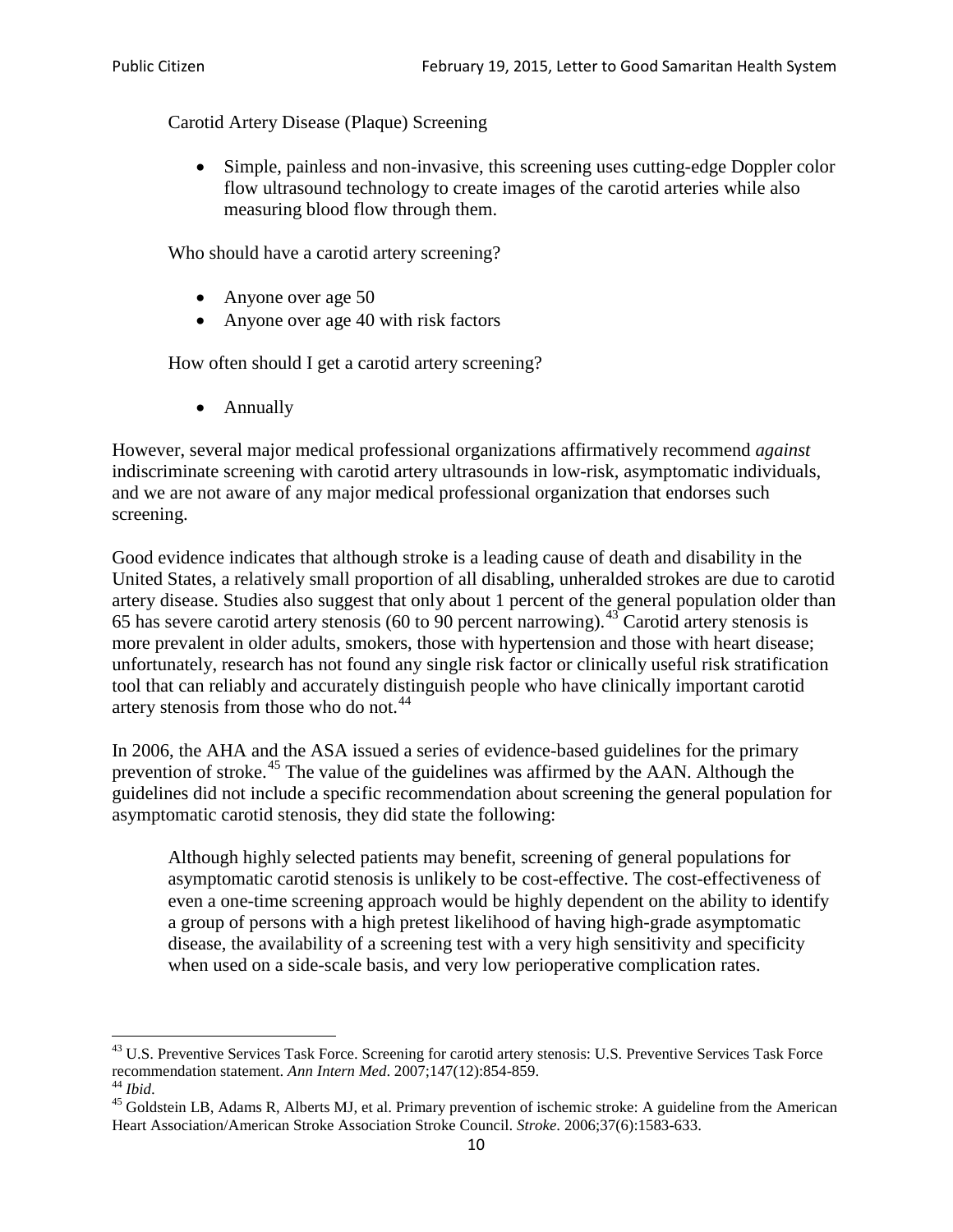Carotid Artery Disease (Plaque) Screening

- Simple, painless and non-invasive, this screening uses cutting-edge Doppler color flow ultrasound technology to create images of the carotid arteries while also measuring blood flow through them.

Who should have a carotid artery screening?

- Anyone over age 50
- Anyone over age 40 with risk factors

How often should I get a carotid artery screening?

- Annually

However, several major medical professional organizations affirmatively recommend *against* indiscriminate screening with carotid artery ultrasounds in low-risk, asymptomatic individuals, and we are not aware of any major medical professional organization that endorses such screening.

Good evidence indicates that although stroke is a leading cause of death and disability in the United States, a relatively small proportion of all disabling, unheralded strokes are due to carotid artery disease. Studies also suggest that only about 1 percent of the general population older than 65 has severe carotid artery stenosis (60 to 90 percent narrowing).[43] Carotid artery stenosis is more prevalent in older adults, smokers, those with hypertension and those with heart disease; unfortunately, research has not found any single risk factor or clinically useful risk stratification tool that can reliably and accurately distinguish people who have clinically important carotid artery stenosis from those who do not.[44]

In 2006, the AHA and the ASA issued a series of evidence-based guidelines for the primary prevention of stroke.[45] The value of the guidelines was affirmed by the AAN. Although the guidelines did not include a specific recommendation about screening the general population for asymptomatic carotid stenosis, they did state the following:

> Although highly selected patients may benefit, screening of general populations for asymptomatic carotid stenosis is unlikely to be cost-effective. The cost-effectiveness of even a one-time screening approach would be highly dependent on the ability to identify a group of persons with a high pretest likelihood of having high-grade asymptomatic disease, the availability of a screening test with a very high sensitivity and specificity when used on a side-scale basis, and very low perioperative complication rates.

---

[43] U.S. Preventive Services Task Force. Screening for carotid artery stenosis: U.S. Preventive Services Task Force recommendation statement. *Ann Intern Med*. 2007;147(12):854-859.

[44] *Ibid*.

[45] Goldstein LB, Adams R, Alberts MJ, et al. Primary prevention of ischemic stroke: A guideline from the American Heart Association/American Stroke Association Stroke Council. *Stroke*. 2006;37(6):1583-633.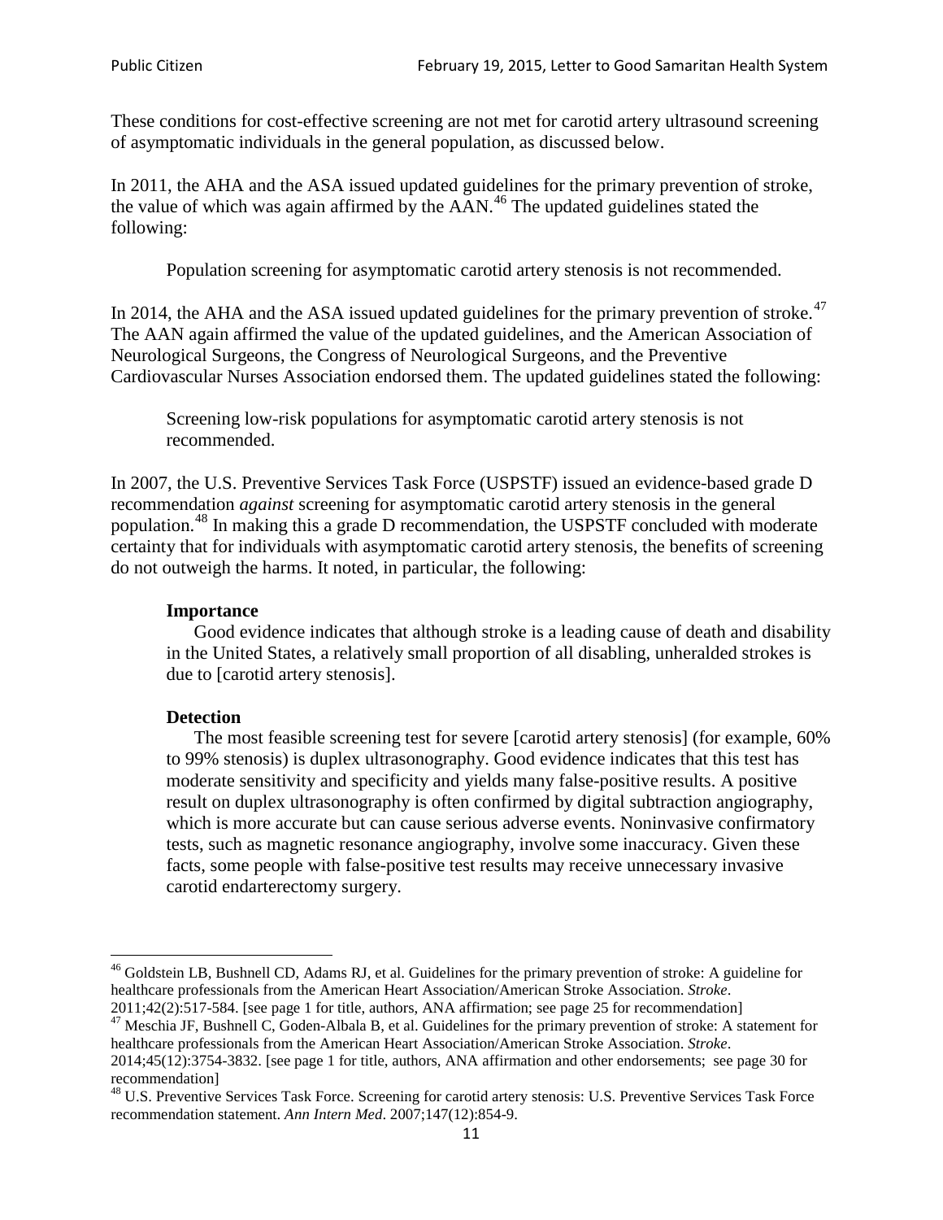These conditions for cost-effective screening are not met for carotid artery ultrasound screening of asymptomatic individuals in the general population, as discussed below.

In 2011, the AHA and the ASA issued updated guidelines for the primary prevention of stroke, the value of which was again affirmed by the AAN.[46] The updated guidelines stated the following:

> Population screening for asymptomatic carotid artery stenosis is not recommended.

In 2014, the AHA and the ASA issued updated guidelines for the primary prevention of stroke.[47] The AAN again affirmed the value of the updated guidelines, and the American Association of Neurological Surgeons, the Congress of Neurological Surgeons, and the Preventive Cardiovascular Nurses Association endorsed them. The updated guidelines stated the following:

> Screening low-risk populations for asymptomatic carotid artery stenosis is not recommended.

In 2007, the U.S. Preventive Services Task Force (USPSTF) issued an evidence-based grade D recommendation *against* screening for asymptomatic carotid artery stenosis in the general population.[48] In making this a grade D recommendation, the USPSTF concluded with moderate certainty that for individuals with asymptomatic carotid artery stenosis, the benefits of screening do not outweigh the harms. It noted, in particular, the following:

> **Importance**
>
> Good evidence indicates that although stroke is a leading cause of death and disability in the United States, a relatively small proportion of all disabling, unheralded strokes is due to [carotid artery stenosis].
>
> **Detection**
>
> The most feasible screening test for severe [carotid artery stenosis] (for example, 60% to 99% stenosis) is duplex ultrasonography. Good evidence indicates that this test has moderate sensitivity and specificity and yields many false-positive results. A positive result on duplex ultrasonography is often confirmed by digital subtraction angiography, which is more accurate but can cause serious adverse events. Noninvasive confirmatory tests, such as magnetic resonance angiography, involve some inaccuracy. Given these facts, some people with false-positive test results may receive unnecessary invasive carotid endarterectomy surgery.

---

[46] Goldstein LB, Bushnell CD, Adams RJ, et al. Guidelines for the primary prevention of stroke: A guideline for healthcare professionals from the American Heart Association/American Stroke Association. *Stroke*. 2011;42(2):517-584. [see page 1 for title, authors, ANA affirmation; see page 25 for recommendation]

[47] Meschia JF, Bushnell C, Goden-Albala B, et al. Guidelines for the primary prevention of stroke: A statement for healthcare professionals from the American Heart Association/American Stroke Association. *Stroke*. 2014;45(12):3754-3832. [see page 1 for title, authors, ANA affirmation and other endorsements; see page 30 for recommendation]

[48] U.S. Preventive Services Task Force. Screening for carotid artery stenosis: U.S. Preventive Services Task Force recommendation statement. *Ann Intern Med*. 2007;147(12):854-9.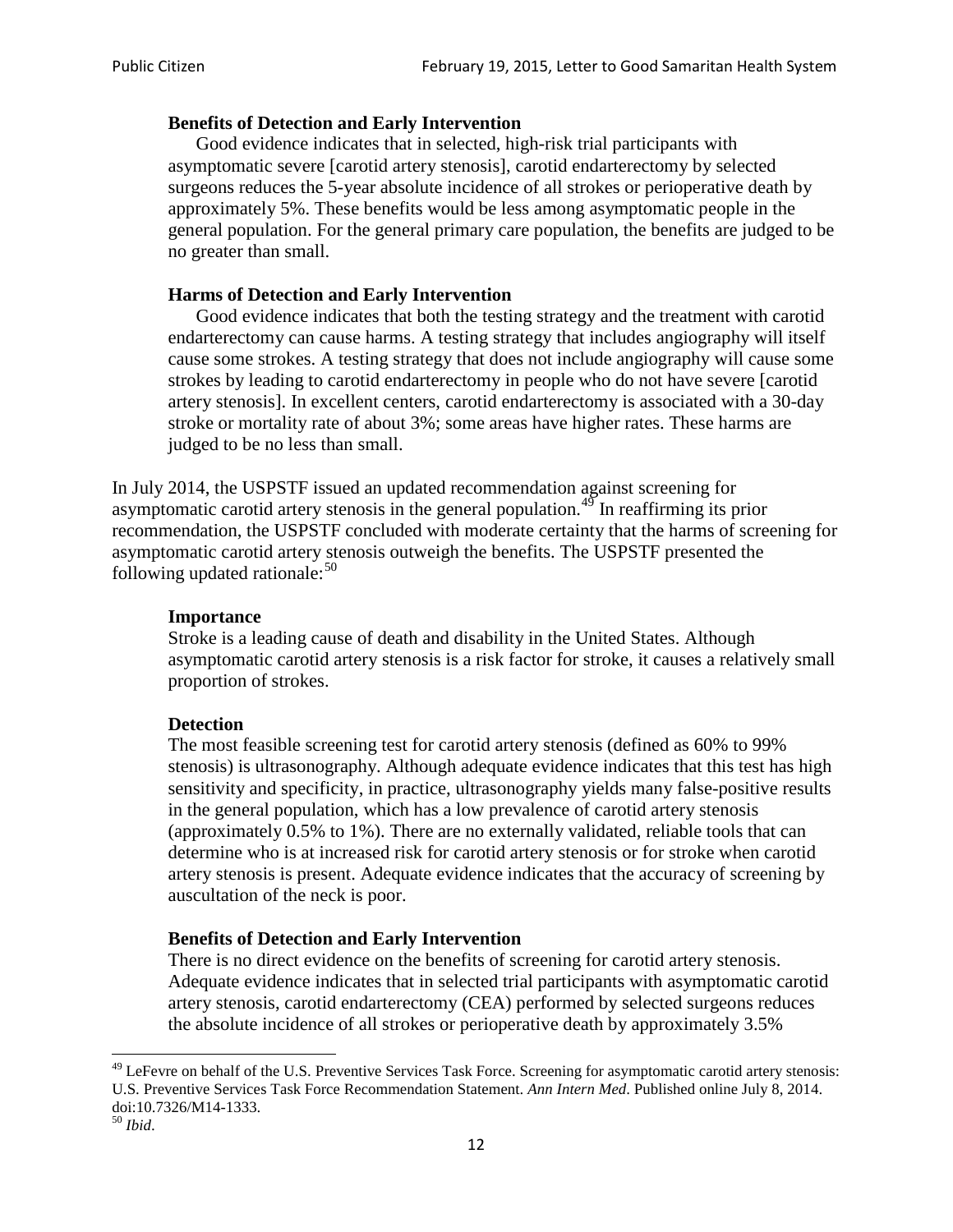> **Benefits of Detection and Early Intervention**
>
> Good evidence indicates that in selected, high-risk trial participants with asymptomatic severe [carotid artery stenosis], carotid endarterectomy by selected surgeons reduces the 5-year absolute incidence of all strokes or perioperative death by approximately 5%. These benefits would be less among asymptomatic people in the general population. For the general primary care population, the benefits are judged to be no greater than small.
>
> **Harms of Detection and Early Intervention**
>
> Good evidence indicates that both the testing strategy and the treatment with carotid endarterectomy can cause harms. A testing strategy that includes angiography will itself cause some strokes. A testing strategy that does not include angiography will cause some strokes by leading to carotid endarterectomy in people who do not have severe [carotid artery stenosis]. In excellent centers, carotid endarterectomy is associated with a 30-day stroke or mortality rate of about 3%; some areas have higher rates. These harms are judged to be no less than small.

In July 2014, the USPSTF issued an updated recommendation against screening for asymptomatic carotid artery stenosis in the general population.[49] In reaffirming its prior recommendation, the USPSTF concluded with moderate certainty that the harms of screening for asymptomatic carotid artery stenosis outweigh the benefits. The USPSTF presented the following updated rationale:[50]

> **Importance**
>
> Stroke is a leading cause of death and disability in the United States. Although asymptomatic carotid artery stenosis is a risk factor for stroke, it causes a relatively small proportion of strokes.
>
> **Detection**
>
> The most feasible screening test for carotid artery stenosis (defined as 60% to 99% stenosis) is ultrasonography. Although adequate evidence indicates that this test has high sensitivity and specificity, in practice, ultrasonography yields many false-positive results in the general population, which has a low prevalence of carotid artery stenosis (approximately 0.5% to 1%). There are no externally validated, reliable tools that can determine who is at increased risk for carotid artery stenosis or for stroke when carotid artery stenosis is present. Adequate evidence indicates that the accuracy of screening by auscultation of the neck is poor.
>
> **Benefits of Detection and Early Intervention**
>
> There is no direct evidence on the benefits of screening for carotid artery stenosis. Adequate evidence indicates that in selected trial participants with asymptomatic carotid artery stenosis, carotid endarterectomy (CEA) performed by selected surgeons reduces the absolute incidence of all strokes or perioperative death by approximately 3.5%

---

[49] LeFevre on behalf of the U.S. Preventive Services Task Force. Screening for asymptomatic carotid artery stenosis: U.S. Preventive Services Task Force Recommendation Statement. *Ann Intern Med*. Published online July 8, 2014. doi:10.7326/M14-1333.

[50] *Ibid*.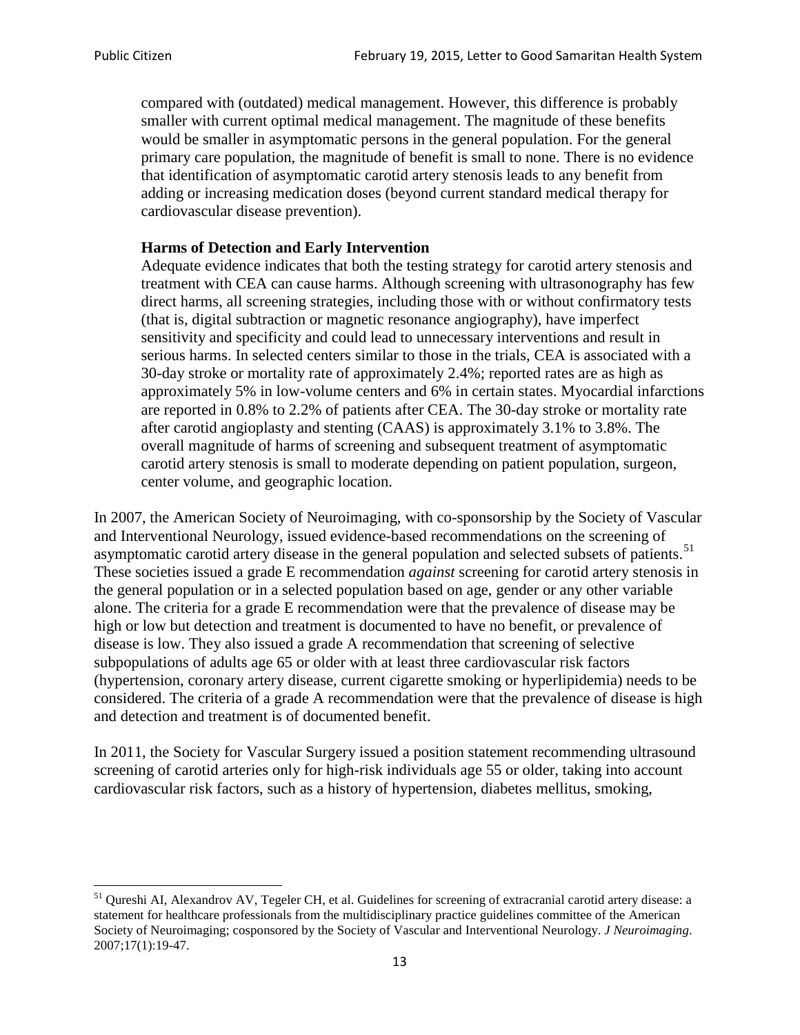> compared with (outdated) medical management. However, this difference is probably smaller with current optimal medical management. The magnitude of these benefits would be smaller in asymptomatic persons in the general population. For the general primary care population, the magnitude of benefit is small to none. There is no evidence that identification of asymptomatic carotid artery stenosis leads to any benefit from adding or increasing medication doses (beyond current standard medical therapy for cardiovascular disease prevention).
>
> **Harms of Detection and Early Intervention**
> Adequate evidence indicates that both the testing strategy for carotid artery stenosis and treatment with CEA can cause harms. Although screening with ultrasonography has few direct harms, all screening strategies, including those with or without confirmatory tests (that is, digital subtraction or magnetic resonance angiography), have imperfect sensitivity and specificity and could lead to unnecessary interventions and result in serious harms. In selected centers similar to those in the trials, CEA is associated with a 30-day stroke or mortality rate of approximately 2.4%; reported rates are as high as approximately 5% in low-volume centers and 6% in certain states. Myocardial infarctions are reported in 0.8% to 2.2% of patients after CEA. The 30-day stroke or mortality rate after carotid angioplasty and stenting (CAAS) is approximately 3.1% to 3.8%. The overall magnitude of harms of screening and subsequent treatment of asymptomatic carotid artery stenosis is small to moderate depending on patient population, surgeon, center volume, and geographic location.

In 2007, the American Society of Neuroimaging, with co-sponsorship by the Society of Vascular and Interventional Neurology, issued evidence-based recommendations on the screening of asymptomatic carotid artery disease in the general population and selected subsets of patients.[51] These societies issued a grade E recommendation *against* screening for carotid artery stenosis in the general population or in a selected population based on age, gender or any other variable alone. The criteria for a grade E recommendation were that the prevalence of disease may be high or low but detection and treatment is documented to have no benefit, or prevalence of disease is low. They also issued a grade A recommendation that screening of selective subpopulations of adults age 65 or older with at least three cardiovascular risk factors (hypertension, coronary artery disease, current cigarette smoking or hyperlipidemia) needs to be considered. The criteria of a grade A recommendation were that the prevalence of disease is high and detection and treatment is of documented benefit.

In 2011, the Society for Vascular Surgery issued a position statement recommending ultrasound screening of carotid arteries only for high-risk individuals age 55 or older, taking into account cardiovascular risk factors, such as a history of hypertension, diabetes mellitus, smoking,

[51] Qureshi AI, Alexandrov AV, Tegeler CH, et al. Guidelines for screening of extracranial carotid artery disease: a statement for healthcare professionals from the multidisciplinary practice guidelines committee of the American Society of Neuroimaging; cosponsored by the Society of Vascular and Interventional Neurology. *J Neuroimaging*. 2007;17(1):19-47.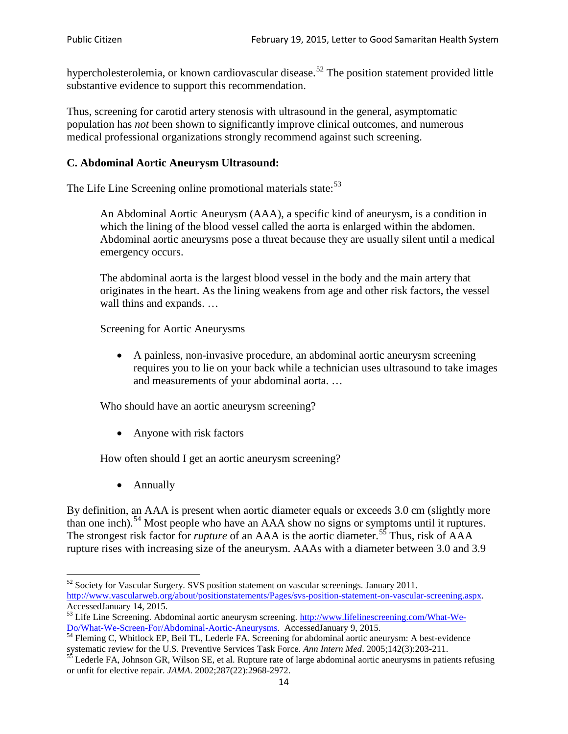hypercholesterolemia, or known cardiovascular disease.[52] The position statement provided little substantive evidence to support this recommendation.

Thus, screening for carotid artery stenosis with ultrasound in the general, asymptomatic population has *not* been shown to significantly improve clinical outcomes, and numerous medical professional organizations strongly recommend against such screening.

**C. Abdominal Aortic Aneurysm Ultrasound:**

The Life Line Screening online promotional materials state:[53]

> An Abdominal Aortic Aneurysm (AAA), a specific kind of aneurysm, is a condition in which the lining of the blood vessel called the aorta is enlarged within the abdomen. Abdominal aortic aneurysms pose a threat because they are usually silent until a medical emergency occurs.
>
> The abdominal aorta is the largest blood vessel in the body and the main artery that originates in the heart. As the lining weakens from age and other risk factors, the vessel wall thins and expands. …
>
> Screening for Aortic Aneurysms
>
> - A painless, non-invasive procedure, an abdominal aortic aneurysm screening requires you to lie on your back while a technician uses ultrasound to take images and measurements of your abdominal aorta. …
>
> Who should have an aortic aneurysm screening?
>
> - Anyone with risk factors
>
> How often should I get an aortic aneurysm screening?
>
> - Annually

By definition, an AAA is present when aortic diameter equals or exceeds 3.0 cm (slightly more than one inch).[54] Most people who have an AAA show no signs or symptoms until it ruptures. The strongest risk factor for *rupture* of an AAA is the aortic diameter.[55] Thus, risk of AAA rupture rises with increasing size of the aneurysm. AAAs with a diameter between 3.0 and 3.9

---

[52] Society for Vascular Surgery. SVS position statement on vascular screenings. January 2011. http://www.vascularweb.org/about/positionstatements/Pages/svs-position-statement-on-vascular-screening.aspx. AccessedJanuary 14, 2015.

[53] Life Line Screening. Abdominal aortic aneurysm screening. http://www.lifelinescreening.com/What-We-Do/What-We-Screen-For/Abdominal-Aortic-Aneurysms. AccessedJanuary 9, 2015.

[54] Fleming C, Whitlock EP, Beil TL, Lederle FA. Screening for abdominal aortic aneurysm: A best-evidence systematic review for the U.S. Preventive Services Task Force. *Ann Intern Med*. 2005;142(3):203-211.

[55] Lederle FA, Johnson GR, Wilson SE, et al. Rupture rate of large abdominal aortic aneurysms in patients refusing or unfit for elective repair. *JAMA*. 2002;287(22):2968-2972.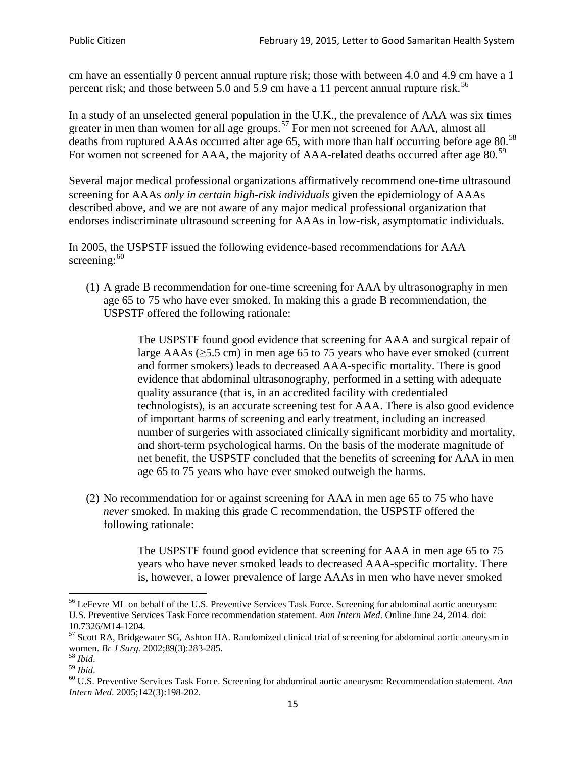cm have an essentially 0 percent annual rupture risk; those with between 4.0 and 4.9 cm have a 1 percent risk; and those between 5.0 and 5.9 cm have a 11 percent annual rupture risk.[56]

In a study of an unselected general population in the U.K., the prevalence of AAA was six times greater in men than women for all age groups.[57] For men not screened for AAA, almost all deaths from ruptured AAAs occurred after age 65, with more than half occurring before age 80.[58] For women not screened for AAA, the majority of AAA-related deaths occurred after age 80.[59]

Several major medical professional organizations affirmatively recommend one-time ultrasound screening for AAAs *only in certain high-risk individuals* given the epidemiology of AAAs described above, and we are not aware of any major medical professional organization that endorses indiscriminate ultrasound screening for AAAs in low-risk, asymptomatic individuals.

In 2005, the USPSTF issued the following evidence-based recommendations for AAA screening:[60]

(1) A grade B recommendation for one-time screening for AAA by ultrasonography in men age 65 to 75 who have ever smoked. In making this a grade B recommendation, the USPSTF offered the following rationale:

> The USPSTF found good evidence that screening for AAA and surgical repair of large AAAs (≥5.5 cm) in men age 65 to 75 years who have ever smoked (current and former smokers) leads to decreased AAA-specific mortality. There is good evidence that abdominal ultrasonography, performed in a setting with adequate quality assurance (that is, in an accredited facility with credentialed technologists), is an accurate screening test for AAA. There is also good evidence of important harms of screening and early treatment, including an increased number of surgeries with associated clinically significant morbidity and mortality, and short-term psychological harms. On the basis of the moderate magnitude of net benefit, the USPSTF concluded that the benefits of screening for AAA in men age 65 to 75 years who have ever smoked outweigh the harms.

(2) No recommendation for or against screening for AAA in men age 65 to 75 who have *never* smoked. In making this grade C recommendation, the USPSTF offered the following rationale:

> The USPSTF found good evidence that screening for AAA in men age 65 to 75 years who have never smoked leads to decreased AAA-specific mortality. There is, however, a lower prevalence of large AAAs in men who have never smoked

---

[56] LeFevre ML on behalf of the U.S. Preventive Services Task Force. Screening for abdominal aortic aneurysm: U.S. Preventive Services Task Force recommendation statement. *Ann Intern Med*. Online June 24, 2014. doi: 10.7326/M14-1204.

[57] Scott RA, Bridgewater SG, Ashton HA. Randomized clinical trial of screening for abdominal aortic aneurysm in women. *Br J Surg.* 2002;89(3):283-285.

[58] *Ibid*.

[59] *Ibid*.

[60] U.S. Preventive Services Task Force. Screening for abdominal aortic aneurysm: Recommendation statement. *Ann Intern Med*. 2005;142(3):198-202.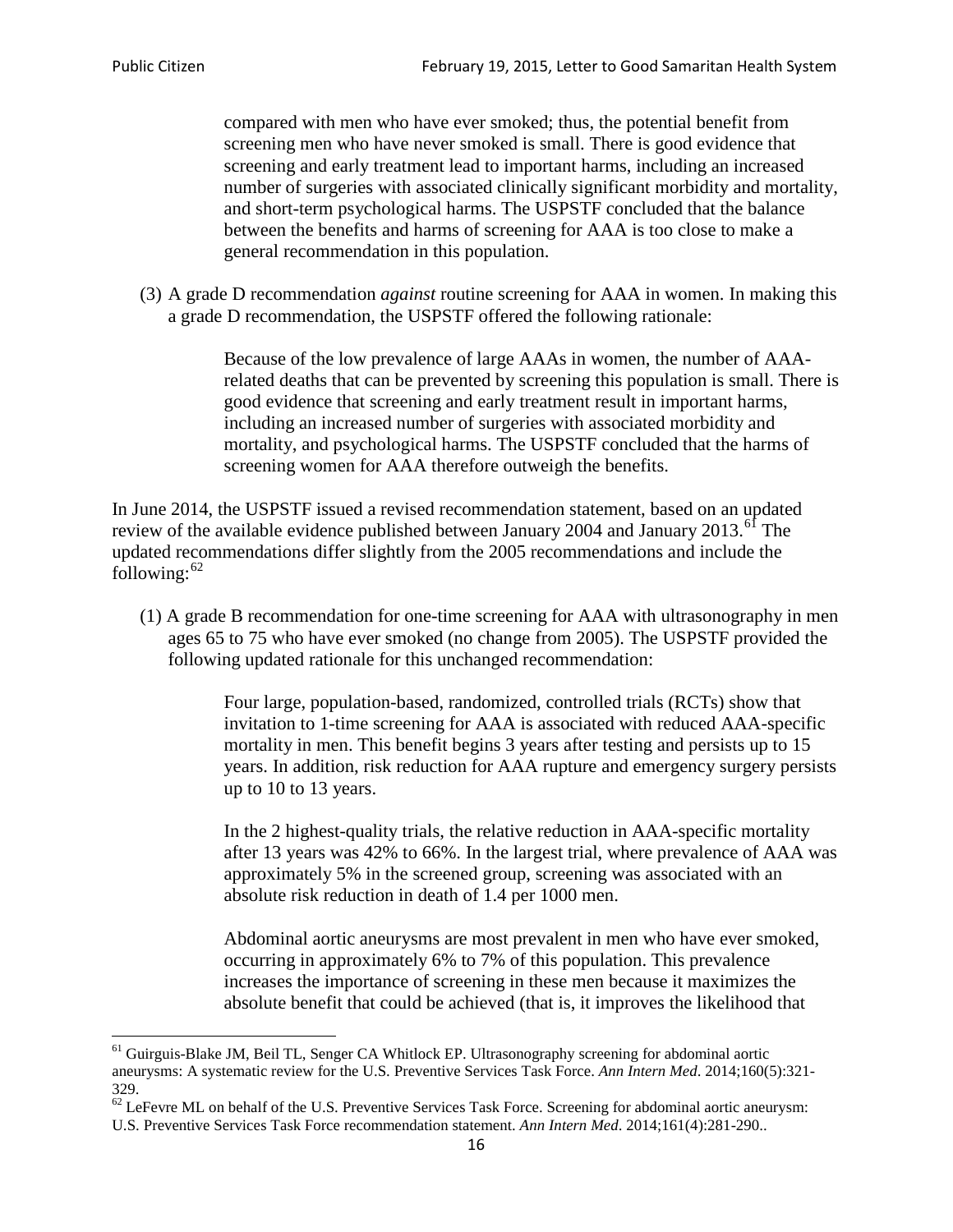> compared with men who have ever smoked; thus, the potential benefit from screening men who have never smoked is small. There is good evidence that screening and early treatment lead to important harms, including an increased number of surgeries with associated clinically significant morbidity and mortality, and short-term psychological harms. The USPSTF concluded that the balance between the benefits and harms of screening for AAA is too close to make a general recommendation in this population.

(3) A grade D recommendation *against* routine screening for AAA in women. In making this a grade D recommendation, the USPSTF offered the following rationale:

> Because of the low prevalence of large AAAs in women, the number of AAA-related deaths that can be prevented by screening this population is small. There is good evidence that screening and early treatment result in important harms, including an increased number of surgeries with associated morbidity and mortality, and psychological harms. The USPSTF concluded that the harms of screening women for AAA therefore outweigh the benefits.

In June 2014, the USPSTF issued a revised recommendation statement, based on an updated review of the available evidence published between January 2004 and January 2013.[61] The updated recommendations differ slightly from the 2005 recommendations and include the following:[62]

(1) A grade B recommendation for one-time screening for AAA with ultrasonography in men ages 65 to 75 who have ever smoked (no change from 2005). The USPSTF provided the following updated rationale for this unchanged recommendation:

> Four large, population-based, randomized, controlled trials (RCTs) show that invitation to 1-time screening for AAA is associated with reduced AAA-specific mortality in men. This benefit begins 3 years after testing and persists up to 15 years. In addition, risk reduction for AAA rupture and emergency surgery persists up to 10 to 13 years.
>
> In the 2 highest-quality trials, the relative reduction in AAA-specific mortality after 13 years was 42% to 66%. In the largest trial, where prevalence of AAA was approximately 5% in the screened group, screening was associated with an absolute risk reduction in death of 1.4 per 1000 men.
>
> Abdominal aortic aneurysms are most prevalent in men who have ever smoked, occurring in approximately 6% to 7% of this population. This prevalence increases the importance of screening in these men because it maximizes the absolute benefit that could be achieved (that is, it improves the likelihood that

---

[61] Guirguis-Blake JM, Beil TL, Senger CA Whitlock EP. Ultrasonography screening for abdominal aortic aneurysms: A systematic review for the U.S. Preventive Services Task Force. *Ann Intern Med*. 2014;160(5):321-329.

[62] LeFevre ML on behalf of the U.S. Preventive Services Task Force. Screening for abdominal aortic aneurysm: U.S. Preventive Services Task Force recommendation statement. *Ann Intern Med*. 2014;161(4):281-290..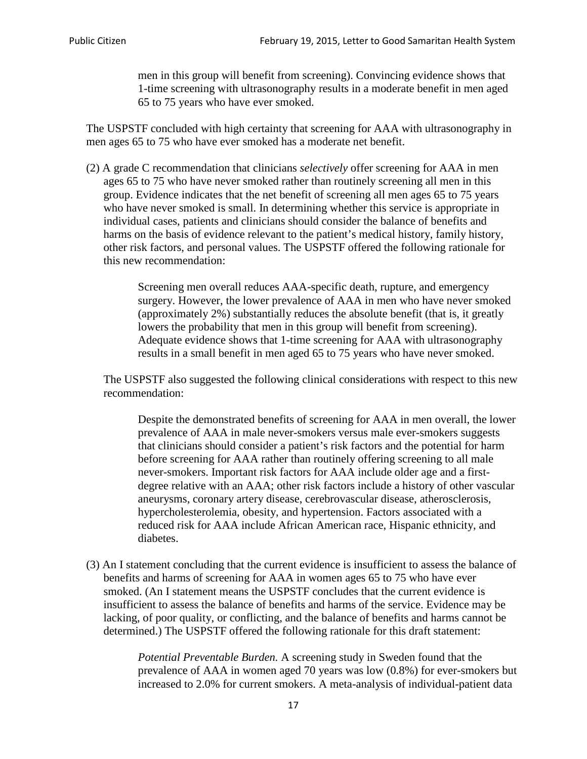> men in this group will benefit from screening). Convincing evidence shows that 1-time screening with ultrasonography results in a moderate benefit in men aged 65 to 75 years who have ever smoked.

The USPSTF concluded with high certainty that screening for AAA with ultrasonography in men ages 65 to 75 who have ever smoked has a moderate net benefit.

(2) A grade C recommendation that clinicians *selectively* offer screening for AAA in men ages 65 to 75 who have never smoked rather than routinely screening all men in this group. Evidence indicates that the net benefit of screening all men ages 65 to 75 years who have never smoked is small. In determining whether this service is appropriate in individual cases, patients and clinicians should consider the balance of benefits and harms on the basis of evidence relevant to the patient's medical history, family history, other risk factors, and personal values. The USPSTF offered the following rationale for this new recommendation:

> Screening men overall reduces AAA-specific death, rupture, and emergency surgery. However, the lower prevalence of AAA in men who have never smoked (approximately 2%) substantially reduces the absolute benefit (that is, it greatly lowers the probability that men in this group will benefit from screening). Adequate evidence shows that 1-time screening for AAA with ultrasonography results in a small benefit in men aged 65 to 75 years who have never smoked.

The USPSTF also suggested the following clinical considerations with respect to this new recommendation:

> Despite the demonstrated benefits of screening for AAA in men overall, the lower prevalence of AAA in male never-smokers versus male ever-smokers suggests that clinicians should consider a patient's risk factors and the potential for harm before screening for AAA rather than routinely offering screening to all male never-smokers. Important risk factors for AAA include older age and a first-degree relative with an AAA; other risk factors include a history of other vascular aneurysms, coronary artery disease, cerebrovascular disease, atherosclerosis, hypercholesterolemia, obesity, and hypertension. Factors associated with a reduced risk for AAA include African American race, Hispanic ethnicity, and diabetes.

(3) An I statement concluding that the current evidence is insufficient to assess the balance of benefits and harms of screening for AAA in women ages 65 to 75 who have ever smoked. (An I statement means the USPSTF concludes that the current evidence is insufficient to assess the balance of benefits and harms of the service. Evidence may be lacking, of poor quality, or conflicting, and the balance of benefits and harms cannot be determined.) The USPSTF offered the following rationale for this draft statement:

> *Potential Preventable Burden.* A screening study in Sweden found that the prevalence of AAA in women aged 70 years was low (0.8%) for ever-smokers but increased to 2.0% for current smokers. A meta-analysis of individual-patient data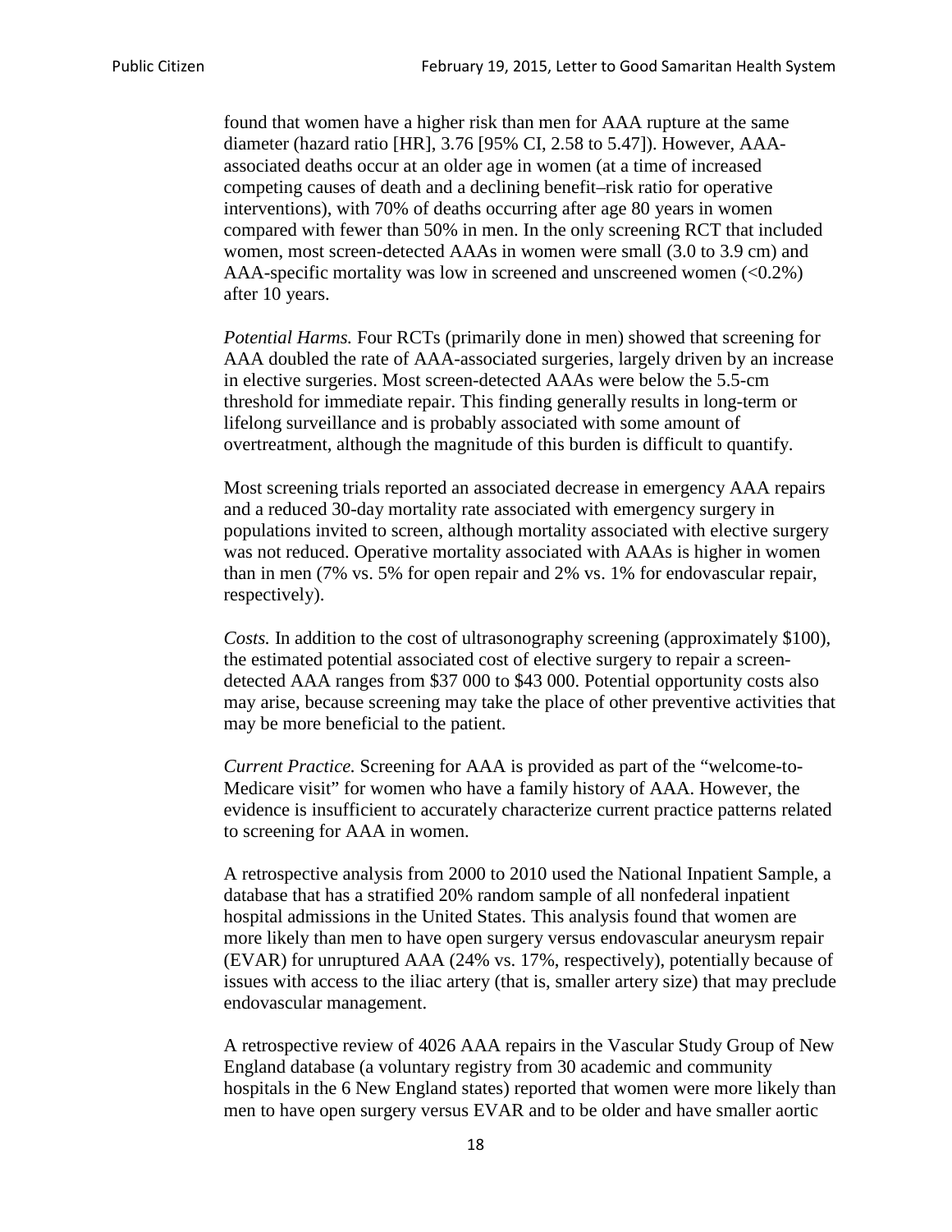found that women have a higher risk than men for AAA rupture at the same diameter (hazard ratio [HR], 3.76 [95% CI, 2.58 to 5.47]). However, AAA-associated deaths occur at an older age in women (at a time of increased competing causes of death and a declining benefit–risk ratio for operative interventions), with 70% of deaths occurring after age 80 years in women compared with fewer than 50% in men. In the only screening RCT that included women, most screen-detected AAAs in women were small (3.0 to 3.9 cm) and AAA-specific mortality was low in screened and unscreened women (<0.2%) after 10 years.

*Potential Harms.* Four RCTs (primarily done in men) showed that screening for AAA doubled the rate of AAA-associated surgeries, largely driven by an increase in elective surgeries. Most screen-detected AAAs were below the 5.5-cm threshold for immediate repair. This finding generally results in long-term or lifelong surveillance and is probably associated with some amount of overtreatment, although the magnitude of this burden is difficult to quantify.

Most screening trials reported an associated decrease in emergency AAA repairs and a reduced 30-day mortality rate associated with emergency surgery in populations invited to screen, although mortality associated with elective surgery was not reduced. Operative mortality associated with AAAs is higher in women than in men (7% vs. 5% for open repair and 2% vs. 1% for endovascular repair, respectively).

*Costs.* In addition to the cost of ultrasonography screening (approximately $100), the estimated potential associated cost of elective surgery to repair a screen-detected AAA ranges from $37 000 to $43 000. Potential opportunity costs also may arise, because screening may take the place of other preventive activities that may be more beneficial to the patient.

*Current Practice.* Screening for AAA is provided as part of the "welcome-to-Medicare visit" for women who have a family history of AAA. However, the evidence is insufficient to accurately characterize current practice patterns related to screening for AAA in women.

A retrospective analysis from 2000 to 2010 used the National Inpatient Sample, a database that has a stratified 20% random sample of all nonfederal inpatient hospital admissions in the United States. This analysis found that women are more likely than men to have open surgery versus endovascular aneurysm repair (EVAR) for unruptured AAA (24% vs. 17%, respectively), potentially because of issues with access to the iliac artery (that is, smaller artery size) that may preclude endovascular management.

A retrospective review of 4026 AAA repairs in the Vascular Study Group of New England database (a voluntary registry from 30 academic and community hospitals in the 6 New England states) reported that women were more likely than men to have open surgery versus EVAR and to be older and have smaller aortic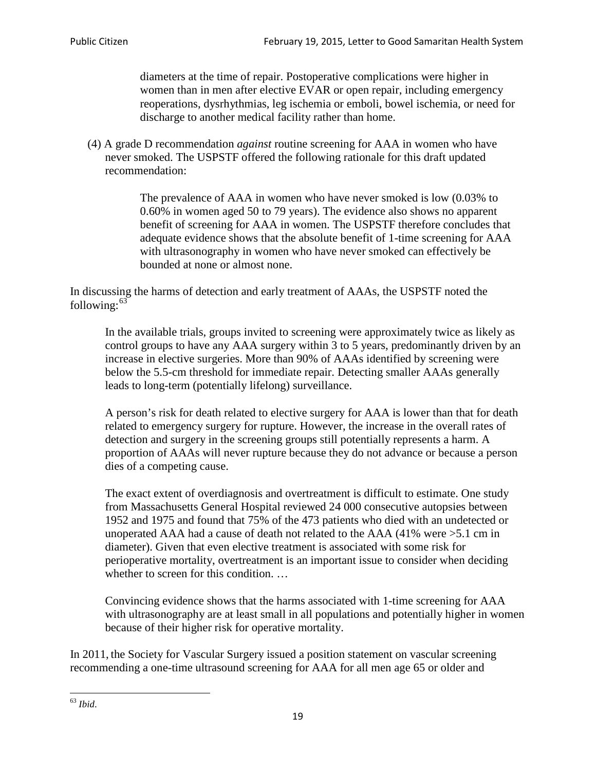> diameters at the time of repair. Postoperative complications were higher in women than in men after elective EVAR or open repair, including emergency reoperations, dysrhythmias, leg ischemia or emboli, bowel ischemia, or need for discharge to another medical facility rather than home.

(4) A grade D recommendation *against* routine screening for AAA in women who have never smoked. The USPSTF offered the following rationale for this draft updated recommendation:

> The prevalence of AAA in women who have never smoked is low (0.03% to 0.60% in women aged 50 to 79 years). The evidence also shows no apparent benefit of screening for AAA in women. The USPSTF therefore concludes that adequate evidence shows that the absolute benefit of 1-time screening for AAA with ultrasonography in women who have never smoked can effectively be bounded at none or almost none.

In discussing the harms of detection and early treatment of AAAs, the USPSTF noted the following:[63]

> In the available trials, groups invited to screening were approximately twice as likely as control groups to have any AAA surgery within 3 to 5 years, predominantly driven by an increase in elective surgeries. More than 90% of AAAs identified by screening were below the 5.5-cm threshold for immediate repair. Detecting smaller AAAs generally leads to long-term (potentially lifelong) surveillance.
>
> A person's risk for death related to elective surgery for AAA is lower than that for death related to emergency surgery for rupture. However, the increase in the overall rates of detection and surgery in the screening groups still potentially represents a harm. A proportion of AAAs will never rupture because they do not advance or because a person dies of a competing cause.
>
> The exact extent of overdiagnosis and overtreatment is difficult to estimate. One study from Massachusetts General Hospital reviewed 24 000 consecutive autopsies between 1952 and 1975 and found that 75% of the 473 patients who died with an undetected or unoperated AAA had a cause of death not related to the AAA (41% were >5.1 cm in diameter). Given that even elective treatment is associated with some risk for perioperative mortality, overtreatment is an important issue to consider when deciding whether to screen for this condition. …
>
> Convincing evidence shows that the harms associated with 1-time screening for AAA with ultrasonography are at least small in all populations and potentially higher in women because of their higher risk for operative mortality.

In 2011, the Society for Vascular Surgery issued a position statement on vascular screening recommending a one-time ultrasound screening for AAA for all men age 65 or older and

---

[63] *Ibid*.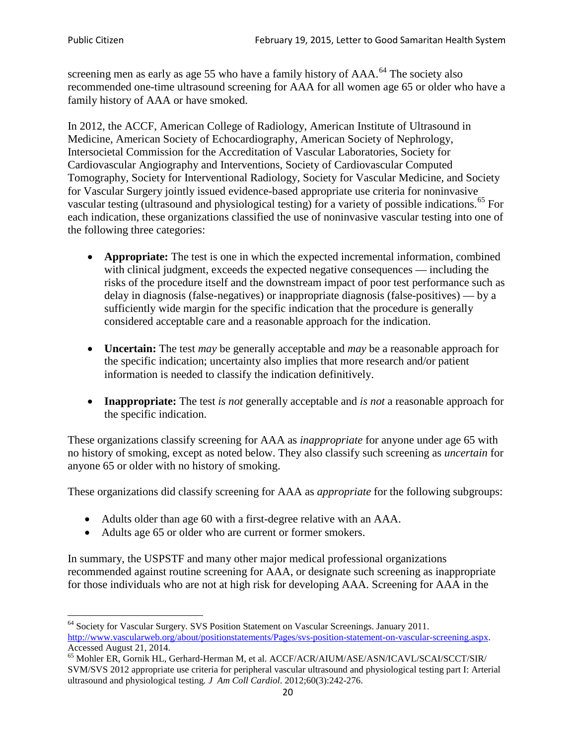screening men as early as age 55 who have a family history of AAA.[64] The society also recommended one-time ultrasound screening for AAA for all women age 65 or older who have a family history of AAA or have smoked.

In 2012, the ACCF, American College of Radiology, American Institute of Ultrasound in Medicine, American Society of Echocardiography, American Society of Nephrology, Intersocietal Commission for the Accreditation of Vascular Laboratories, Society for Cardiovascular Angiography and Interventions, Society of Cardiovascular Computed Tomography, Society for Interventional Radiology, Society for Vascular Medicine, and Society for Vascular Surgery jointly issued evidence-based appropriate use criteria for noninvasive vascular testing (ultrasound and physiological testing) for a variety of possible indications.[65] For each indication, these organizations classified the use of noninvasive vascular testing into one of the following three categories:

- **Appropriate:** The test is one in which the expected incremental information, combined with clinical judgment, exceeds the expected negative consequences — including the risks of the procedure itself and the downstream impact of poor test performance such as delay in diagnosis (false-negatives) or inappropriate diagnosis (false-positives) — by a sufficiently wide margin for the specific indication that the procedure is generally considered acceptable care and a reasonable approach for the indication.

- **Uncertain:** The test *may* be generally acceptable and *may* be a reasonable approach for the specific indication; uncertainty also implies that more research and/or patient information is needed to classify the indication definitively.

- **Inappropriate:** The test *is not* generally acceptable and *is not* a reasonable approach for the specific indication.

These organizations classify screening for AAA as *inappropriate* for anyone under age 65 with no history of smoking, except as noted below. They also classify such screening as *uncertain* for anyone 65 or older with no history of smoking.

These organizations did classify screening for AAA as *appropriate* for the following subgroups:

- Adults older than age 60 with a first-degree relative with an AAA.
- Adults age 65 or older who are current or former smokers.

In summary, the USPSTF and many other major medical professional organizations recommended against routine screening for AAA, or designate such screening as inappropriate for those individuals who are not at high risk for developing AAA. Screening for AAA in the

---

[64] Society for Vascular Surgery. SVS Position Statement on Vascular Screenings. January 2011. http://www.vascularweb.org/about/positionstatements/Pages/svs-position-statement-on-vascular-screening.aspx. Accessed August 21, 2014.

[65] Mohler ER, Gornik HL, Gerhard-Herman M, et al. ACCF/ACR/AIUM/ASE/ASN/ICAVL/SCAI/SCCT/SIR/SVM/SVS 2012 appropriate use criteria for peripheral vascular ultrasound and physiological testing part I: Arterial ultrasound and physiological testing. *J Am Coll Cardiol*. 2012;60(3):242-276.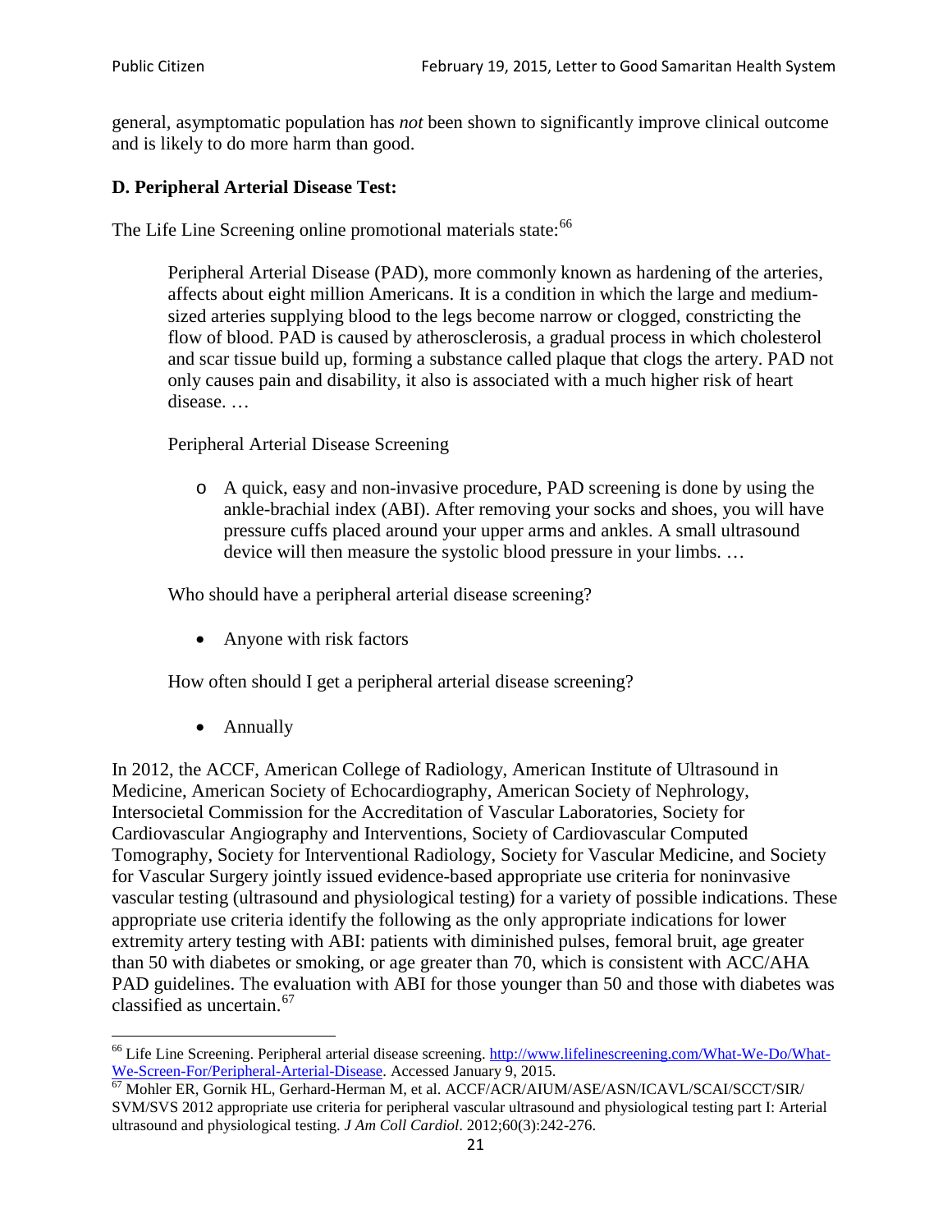general, asymptomatic population has *not* been shown to significantly improve clinical outcome and is likely to do more harm than good.

### D. Peripheral Arterial Disease Test:

The Life Line Screening online promotional materials state:[66]

> Peripheral Arterial Disease (PAD), more commonly known as hardening of the arteries, affects about eight million Americans. It is a condition in which the large and medium-sized arteries supplying blood to the legs become narrow or clogged, constricting the flow of blood. PAD is caused by atherosclerosis, a gradual process in which cholesterol and scar tissue build up, forming a substance called plaque that clogs the artery. PAD not only causes pain and disability, it also is associated with a much higher risk of heart disease. …
>
> Peripheral Arterial Disease Screening
>
> - A quick, easy and non-invasive procedure, PAD screening is done by using the ankle-brachial index (ABI). After removing your socks and shoes, you will have pressure cuffs placed around your upper arms and ankles. A small ultrasound device will then measure the systolic blood pressure in your limbs. …
>
> Who should have a peripheral arterial disease screening?
>
> - Anyone with risk factors
>
> How often should I get a peripheral arterial disease screening?
>
> - Annually

In 2012, the ACCF, American College of Radiology, American Institute of Ultrasound in Medicine, American Society of Echocardiography, American Society of Nephrology, Intersocietal Commission for the Accreditation of Vascular Laboratories, Society for Cardiovascular Angiography and Interventions, Society of Cardiovascular Computed Tomography, Society for Interventional Radiology, Society for Vascular Medicine, and Society for Vascular Surgery jointly issued evidence-based appropriate use criteria for noninvasive vascular testing (ultrasound and physiological testing) for a variety of possible indications. These appropriate use criteria identify the following as the only appropriate indications for lower extremity artery testing with ABI: patients with diminished pulses, femoral bruit, age greater than 50 with diabetes or smoking, or age greater than 70, which is consistent with ACC/AHA PAD guidelines. The evaluation with ABI for those younger than 50 and those with diabetes was classified as uncertain.[67]

---

[66] Life Line Screening. Peripheral arterial disease screening. http://www.lifelinescreening.com/What-We-Do/What-We-Screen-For/Peripheral-Arterial-Disease. Accessed January 9, 2015.

[67] Mohler ER, Gornik HL, Gerhard-Herman M, et al. ACCF/ACR/AIUM/ASE/ASN/ICAVL/SCAI/SCCT/SIR/SVM/SVS 2012 appropriate use criteria for peripheral vascular ultrasound and physiological testing part I: Arterial ultrasound and physiological testing. *J Am Coll Cardiol*. 2012;60(3):242-276.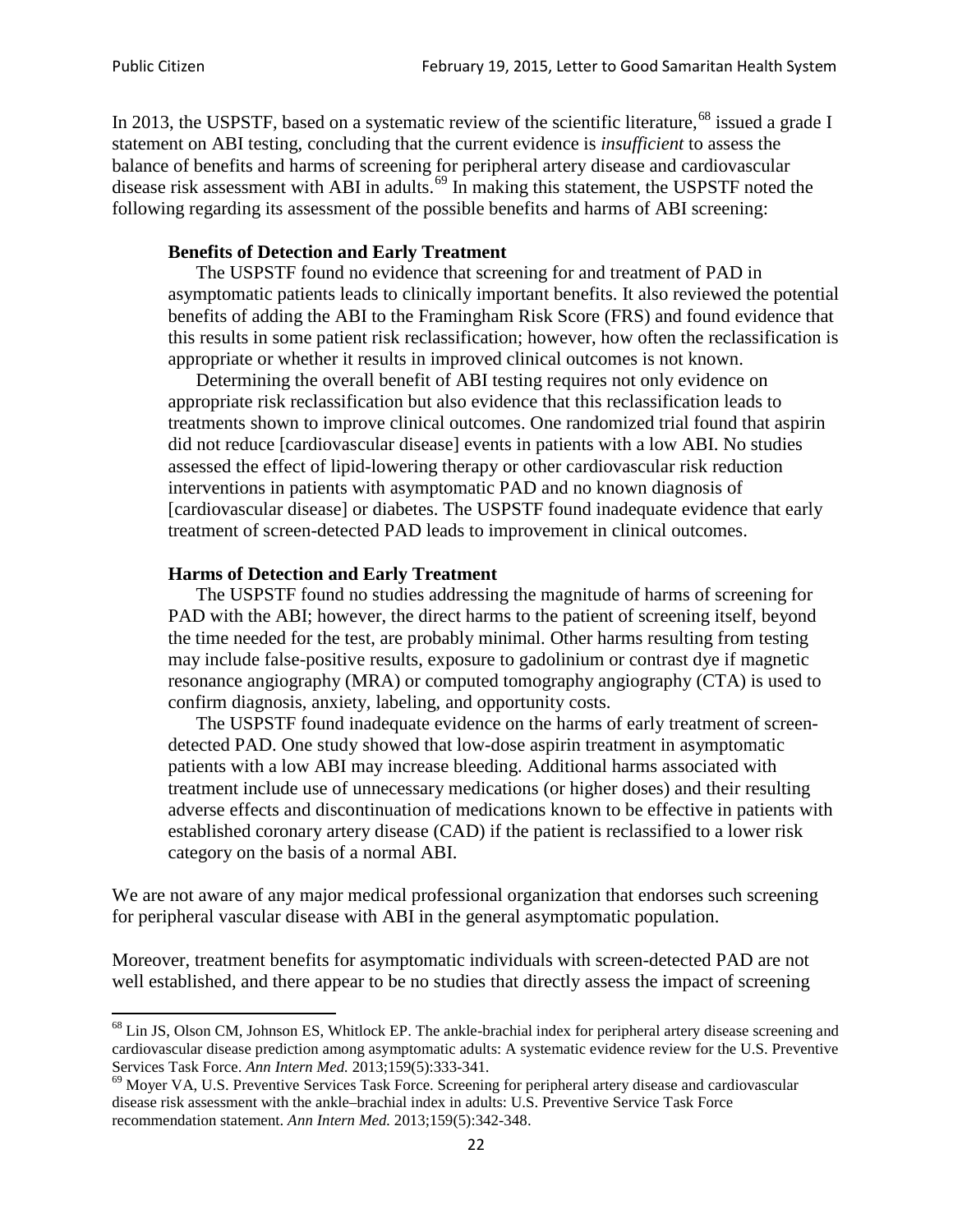In 2013, the USPSTF, based on a systematic review of the scientific literature,[68] issued a grade I statement on ABI testing, concluding that the current evidence is *insufficient* to assess the balance of benefits and harms of screening for peripheral artery disease and cardiovascular disease risk assessment with ABI in adults.[69] In making this statement, the USPSTF noted the following regarding its assessment of the possible benefits and harms of ABI screening:

> **Benefits of Detection and Early Treatment**
>
> The USPSTF found no evidence that screening for and treatment of PAD in asymptomatic patients leads to clinically important benefits. It also reviewed the potential benefits of adding the ABI to the Framingham Risk Score (FRS) and found evidence that this results in some patient risk reclassification; however, how often the reclassification is appropriate or whether it results in improved clinical outcomes is not known.
>
> Determining the overall benefit of ABI testing requires not only evidence on appropriate risk reclassification but also evidence that this reclassification leads to treatments shown to improve clinical outcomes. One randomized trial found that aspirin did not reduce [cardiovascular disease] events in patients with a low ABI. No studies assessed the effect of lipid-lowering therapy or other cardiovascular risk reduction interventions in patients with asymptomatic PAD and no known diagnosis of [cardiovascular disease] or diabetes. The USPSTF found inadequate evidence that early treatment of screen-detected PAD leads to improvement in clinical outcomes.
>
> **Harms of Detection and Early Treatment**
>
> The USPSTF found no studies addressing the magnitude of harms of screening for PAD with the ABI; however, the direct harms to the patient of screening itself, beyond the time needed for the test, are probably minimal. Other harms resulting from testing may include false-positive results, exposure to gadolinium or contrast dye if magnetic resonance angiography (MRA) or computed tomography angiography (CTA) is used to confirm diagnosis, anxiety, labeling, and opportunity costs.
>
> The USPSTF found inadequate evidence on the harms of early treatment of screen-detected PAD. One study showed that low-dose aspirin treatment in asymptomatic patients with a low ABI may increase bleeding. Additional harms associated with treatment include use of unnecessary medications (or higher doses) and their resulting adverse effects and discontinuation of medications known to be effective in patients with established coronary artery disease (CAD) if the patient is reclassified to a lower risk category on the basis of a normal ABI.

We are not aware of any major medical professional organization that endorses such screening for peripheral vascular disease with ABI in the general asymptomatic population.

Moreover, treatment benefits for asymptomatic individuals with screen-detected PAD are not well established, and there appear to be no studies that directly assess the impact of screening

---

[68] Lin JS, Olson CM, Johnson ES, Whitlock EP. The ankle-brachial index for peripheral artery disease screening and cardiovascular disease prediction among asymptomatic adults: A systematic evidence review for the U.S. Preventive Services Task Force. *Ann Intern Med.* 2013;159(5):333-341.

[69] Moyer VA, U.S. Preventive Services Task Force. Screening for peripheral artery disease and cardiovascular disease risk assessment with the ankle–brachial index in adults: U.S. Preventive Service Task Force recommendation statement. *Ann Intern Med.* 2013;159(5):342-348.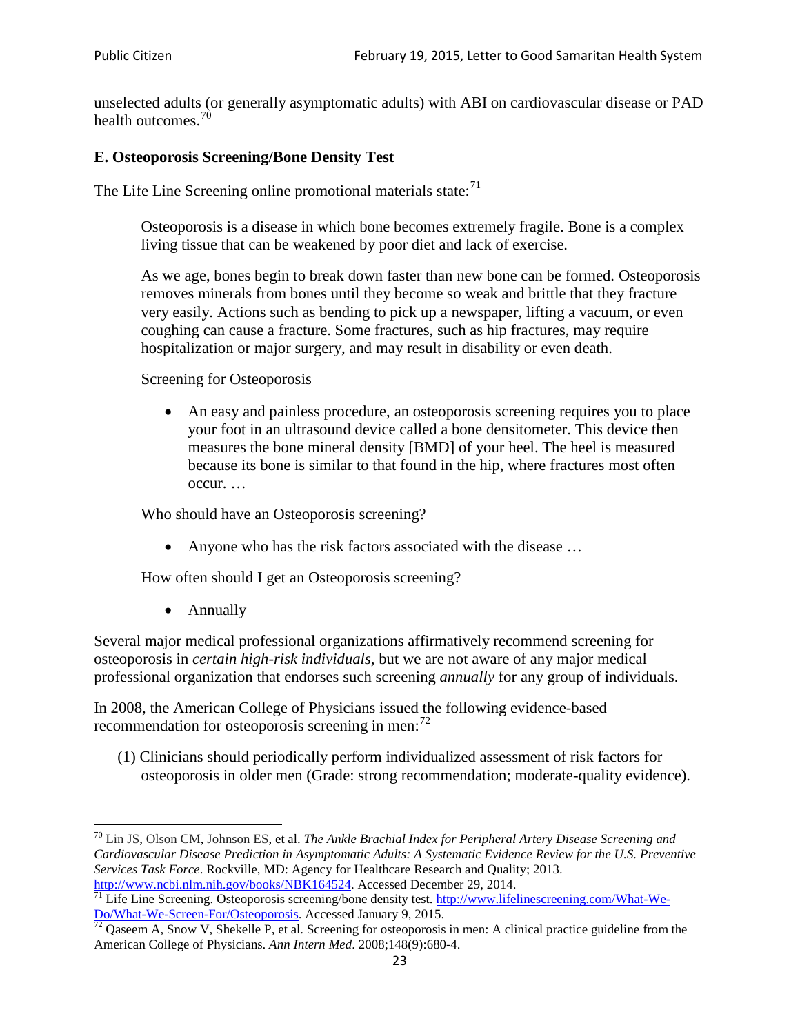unselected adults (or generally asymptomatic adults) with ABI on cardiovascular disease or PAD health outcomes.[70]

### E. Osteoporosis Screening/Bone Density Test

The Life Line Screening online promotional materials state:[71]

> Osteoporosis is a disease in which bone becomes extremely fragile. Bone is a complex living tissue that can be weakened by poor diet and lack of exercise.
>
> As we age, bones begin to break down faster than new bone can be formed. Osteoporosis removes minerals from bones until they become so weak and brittle that they fracture very easily. Actions such as bending to pick up a newspaper, lifting a vacuum, or even coughing can cause a fracture. Some fractures, such as hip fractures, may require hospitalization or major surgery, and may result in disability or even death.
>
> Screening for Osteoporosis
>
> - An easy and painless procedure, an osteoporosis screening requires you to place your foot in an ultrasound device called a bone densitometer. This device then measures the bone mineral density [BMD] of your heel. The heel is measured because its bone is similar to that found in the hip, where fractures most often occur. …
>
> Who should have an Osteoporosis screening?
>
> - Anyone who has the risk factors associated with the disease …
>
> How often should I get an Osteoporosis screening?
>
> - Annually

Several major medical professional organizations affirmatively recommend screening for osteoporosis in *certain high-risk individuals*, but we are not aware of any major medical professional organization that endorses such screening *annually* for any group of individuals.

In 2008, the American College of Physicians issued the following evidence-based recommendation for osteoporosis screening in men:[72]

(1) Clinicians should periodically perform individualized assessment of risk factors for osteoporosis in older men (Grade: strong recommendation; moderate-quality evidence).

---

[70] Lin JS, Olson CM, Johnson ES, et al. *The Ankle Brachial Index for Peripheral Artery Disease Screening and Cardiovascular Disease Prediction in Asymptomatic Adults: A Systematic Evidence Review for the U.S. Preventive Services Task Force*. Rockville, MD: Agency for Healthcare Research and Quality; 2013. http://www.ncbi.nlm.nih.gov/books/NBK164524. Accessed December 29, 2014.

[71] Life Line Screening. Osteoporosis screening/bone density test. http://www.lifelinescreening.com/What-We-Do/What-We-Screen-For/Osteoporosis. Accessed January 9, 2015.

[72] Qaseem A, Snow V, Shekelle P, et al. Screening for osteoporosis in men: A clinical practice guideline from the American College of Physicians. *Ann Intern Med*. 2008;148(9):680-4.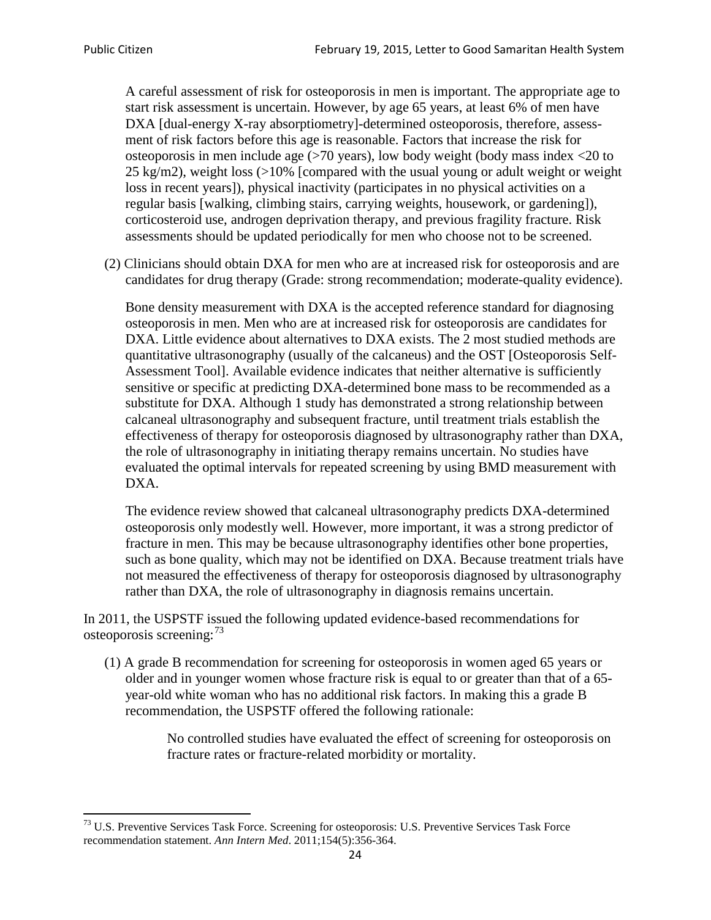A careful assessment of risk for osteoporosis in men is important. The appropriate age to start risk assessment is uncertain. However, by age 65 years, at least 6% of men have DXA [dual-energy X-ray absorptiometry]-determined osteoporosis, therefore, assessment of risk factors before this age is reasonable. Factors that increase the risk for osteoporosis in men include age (>70 years), low body weight (body mass index <20 to 25 kg/m2), weight loss (>10% [compared with the usual young or adult weight or weight loss in recent years]), physical inactivity (participates in no physical activities on a regular basis [walking, climbing stairs, carrying weights, housework, or gardening]), corticosteroid use, androgen deprivation therapy, and previous fragility fracture. Risk assessments should be updated periodically for men who choose not to be screened.

(2) Clinicians should obtain DXA for men who are at increased risk for osteoporosis and are candidates for drug therapy (Grade: strong recommendation; moderate-quality evidence).

Bone density measurement with DXA is the accepted reference standard for diagnosing osteoporosis in men. Men who are at increased risk for osteoporosis are candidates for DXA. Little evidence about alternatives to DXA exists. The 2 most studied methods are quantitative ultrasonography (usually of the calcaneus) and the OST [Osteoporosis Self-Assessment Tool]. Available evidence indicates that neither alternative is sufficiently sensitive or specific at predicting DXA-determined bone mass to be recommended as a substitute for DXA. Although 1 study has demonstrated a strong relationship between calcaneal ultrasonography and subsequent fracture, until treatment trials establish the effectiveness of therapy for osteoporosis diagnosed by ultrasonography rather than DXA, the role of ultrasonography in initiating therapy remains uncertain. No studies have evaluated the optimal intervals for repeated screening by using BMD measurement with DXA.

The evidence review showed that calcaneal ultrasonography predicts DXA-determined osteoporosis only modestly well. However, more important, it was a strong predictor of fracture in men. This may be because ultrasonography identifies other bone properties, such as bone quality, which may not be identified on DXA. Because treatment trials have not measured the effectiveness of therapy for osteoporosis diagnosed by ultrasonography rather than DXA, the role of ultrasonography in diagnosis remains uncertain.

In 2011, the USPSTF issued the following updated evidence-based recommendations for osteoporosis screening:[73]

(1) A grade B recommendation for screening for osteoporosis in women aged 65 years or older and in younger women whose fracture risk is equal to or greater than that of a 65-year-old white woman who has no additional risk factors. In making this a grade B recommendation, the USPSTF offered the following rationale:

> No controlled studies have evaluated the effect of screening for osteoporosis on fracture rates or fracture-related morbidity or mortality.

[73] U.S. Preventive Services Task Force. Screening for osteoporosis: U.S. Preventive Services Task Force recommendation statement. *Ann Intern Med*. 2011;154(5):356-364.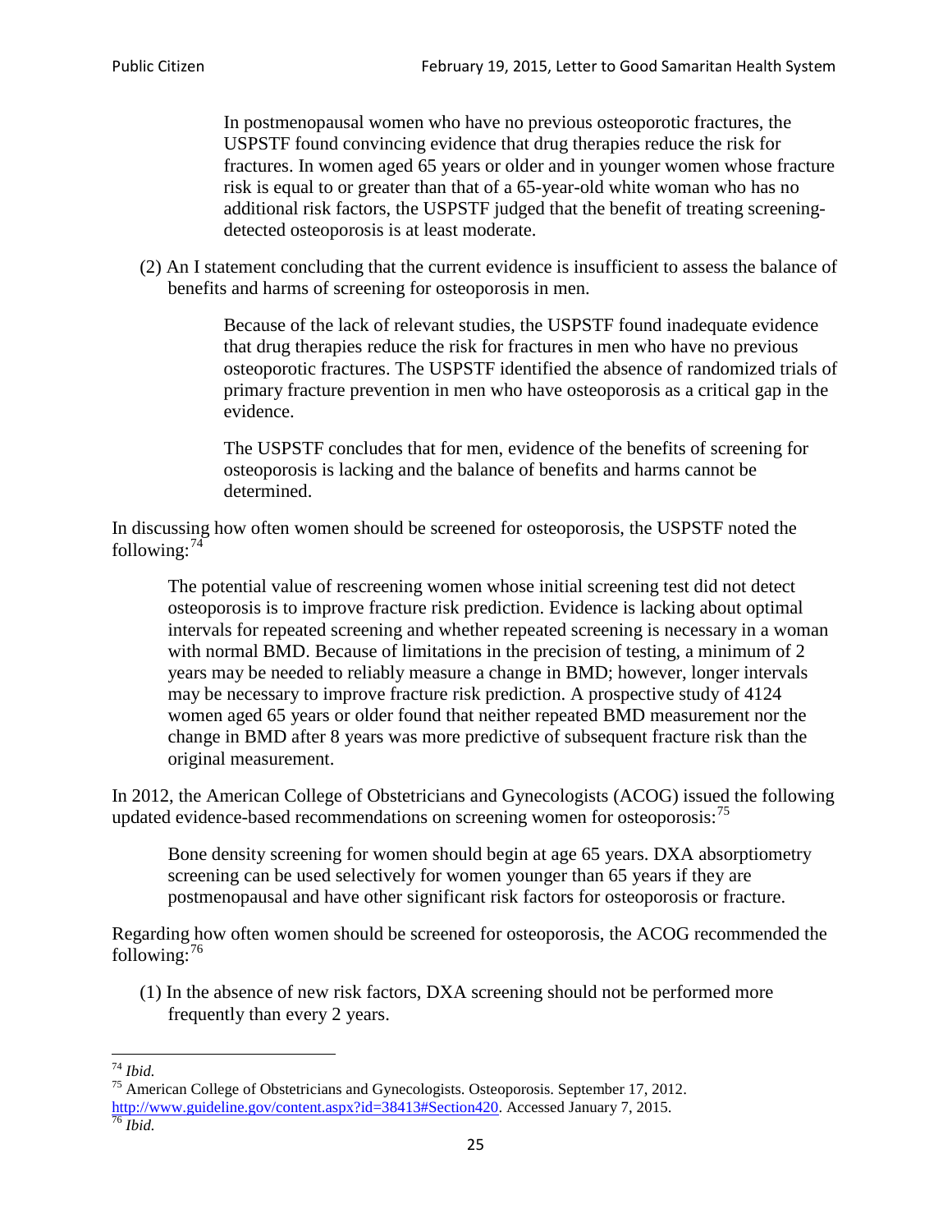> In postmenopausal women who have no previous osteoporotic fractures, the USPSTF found convincing evidence that drug therapies reduce the risk for fractures. In women aged 65 years or older and in younger women whose fracture risk is equal to or greater than that of a 65-year-old white woman who has no additional risk factors, the USPSTF judged that the benefit of treating screening-detected osteoporosis is at least moderate.

(2) An I statement concluding that the current evidence is insufficient to assess the balance of benefits and harms of screening for osteoporosis in men.

> Because of the lack of relevant studies, the USPSTF found inadequate evidence that drug therapies reduce the risk for fractures in men who have no previous osteoporotic fractures. The USPSTF identified the absence of randomized trials of primary fracture prevention in men who have osteoporosis as a critical gap in the evidence.
>
> The USPSTF concludes that for men, evidence of the benefits of screening for osteoporosis is lacking and the balance of benefits and harms cannot be determined.

In discussing how often women should be screened for osteoporosis, the USPSTF noted the following:[74]

> The potential value of rescreening women whose initial screening test did not detect osteoporosis is to improve fracture risk prediction. Evidence is lacking about optimal intervals for repeated screening and whether repeated screening is necessary in a woman with normal BMD. Because of limitations in the precision of testing, a minimum of 2 years may be needed to reliably measure a change in BMD; however, longer intervals may be necessary to improve fracture risk prediction. A prospective study of 4124 women aged 65 years or older found that neither repeated BMD measurement nor the change in BMD after 8 years was more predictive of subsequent fracture risk than the original measurement.

In 2012, the American College of Obstetricians and Gynecologists (ACOG) issued the following updated evidence-based recommendations on screening women for osteoporosis:[75]

> Bone density screening for women should begin at age 65 years. DXA absorptiometry screening can be used selectively for women younger than 65 years if they are postmenopausal and have other significant risk factors for osteoporosis or fracture.

Regarding how often women should be screened for osteoporosis, the ACOG recommended the following:[76]

(1) In the absence of new risk factors, DXA screening should not be performed more frequently than every 2 years.

---

[74] *Ibid.*

[75] American College of Obstetricians and Gynecologists. Osteoporosis. September 17, 2012. http://www.guideline.gov/content.aspx?id=38413#Section420. Accessed January 7, 2015.

[76] *Ibid.*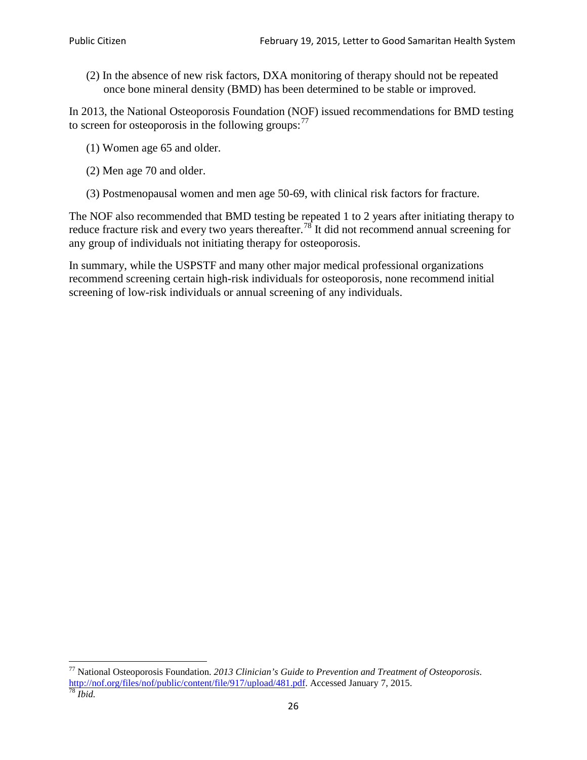(2) In the absence of new risk factors, DXA monitoring of therapy should not be repeated once bone mineral density (BMD) has been determined to be stable or improved.

In 2013, the National Osteoporosis Foundation (NOF) issued recommendations for BMD testing to screen for osteoporosis in the following groups:[77]

(1) Women age 65 and older.

(2) Men age 70 and older.

(3) Postmenopausal women and men age 50-69, with clinical risk factors for fracture.

The NOF also recommended that BMD testing be repeated 1 to 2 years after initiating therapy to reduce fracture risk and every two years thereafter.[78] It did not recommend annual screening for any group of individuals not initiating therapy for osteoporosis.

In summary, while the USPSTF and many other major medical professional organizations recommend screening certain high-risk individuals for osteoporosis, none recommend initial screening of low-risk individuals or annual screening of any individuals.

---

[77] National Osteoporosis Foundation. *2013 Clinician's Guide to Prevention and Treatment of Osteoporosis.* http://nof.org/files/nof/public/content/file/917/upload/481.pdf. Accessed January 7, 2015.

[78] *Ibid.*